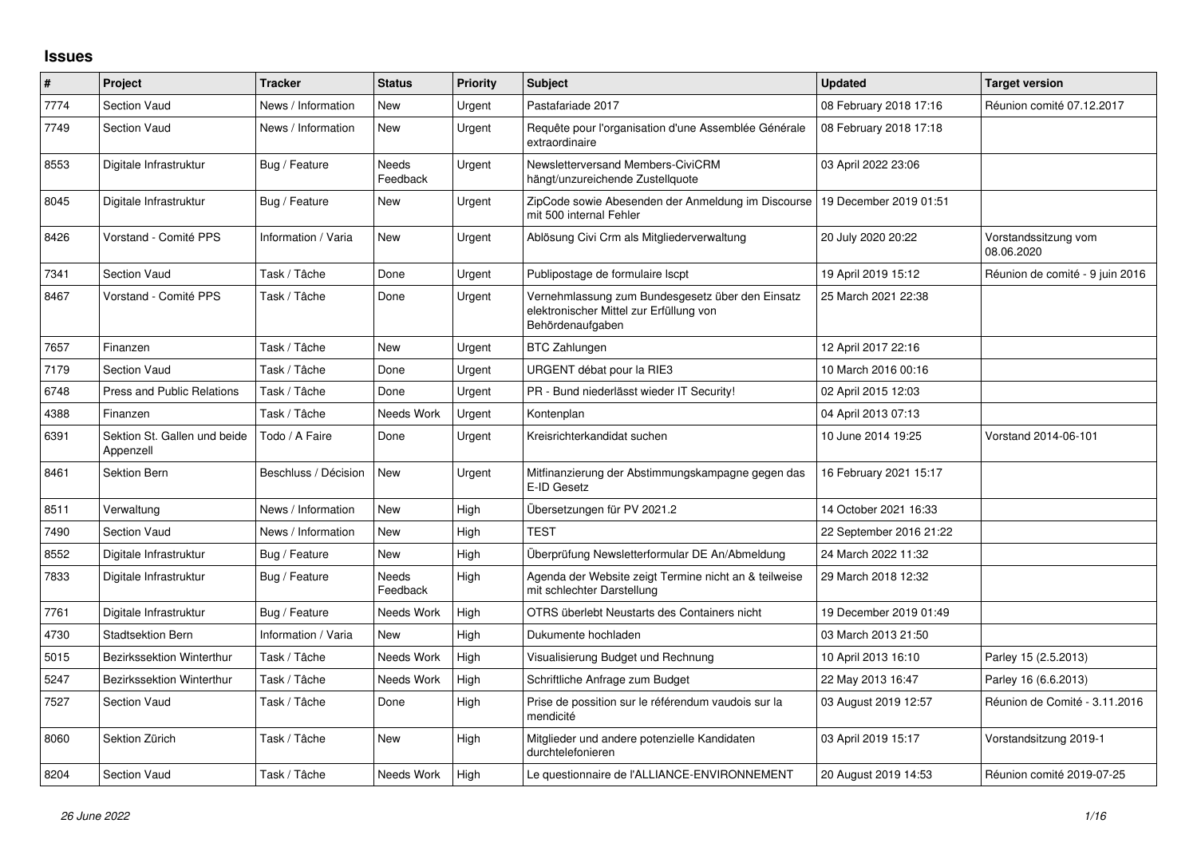## Issues

| # | Project | Tracker | Status | Priority | Subject | Updated | Target version |
|---|---|---|---|---|---|---|---|
| 7774 | Section Vaud | News / Information | New | Urgent | Pastafariade 2017 | 08 February 2018 17:16 | Réunion comité 07.12.2017 |
| 7749 | Section Vaud | News / Information | New | Urgent | Requête pour l'organisation d'une Assemblée Générale extraordinaire | 08 February 2018 17:18 | |
| 8553 | Digitale Infrastruktur | Bug / Feature | Needs Feedback | Urgent | Newsletterversand Members-CiviCRM hängt/unzureichende Zustellquote | 03 April 2022 23:06 | |
| 8045 | Digitale Infrastruktur | Bug / Feature | New | Urgent | ZipCode sowie Abesenden der Anmeldung im Discourse mit 500 internal Fehler | 19 December 2019 01:51 | |
| 8426 | Vorstand - Comité PPS | Information / Varia | New | Urgent | Ablösung Civi Crm als Mitgliederverwaltung | 20 July 2020 20:22 | Vorstandssitzung vom 08.06.2020 |
| 7341 | Section Vaud | Task / Tâche | Done | Urgent | Publipostage de formulaire lscpt | 19 April 2019 15:12 | Réunion de comité - 9 juin 2016 |
| 8467 | Vorstand - Comité PPS | Task / Tâche | Done | Urgent | Vernehmlassung zum Bundesgesetz über den Einsatz elektronischer Mittel zur Erfüllung von Behördenaufgaben | 25 March 2021 22:38 | |
| 7657 | Finanzen | Task / Tâche | New | Urgent | BTC Zahlungen | 12 April 2017 22:16 | |
| 7179 | Section Vaud | Task / Tâche | Done | Urgent | URGENT débat pour la RIE3 | 10 March 2016 00:16 | |
| 6748 | Press and Public Relations | Task / Tâche | Done | Urgent | PR - Bund niederlässt wieder IT Security! | 02 April 2015 12:03 | |
| 4388 | Finanzen | Task / Tâche | Needs Work | Urgent | Kontenplan | 04 April 2013 07:13 | |
| 6391 | Sektion St. Gallen und beide Appenzell | Todo / A Faire | Done | Urgent | Kreisrichterkandidat suchen | 10 June 2014 19:25 | Vorstand 2014-06-101 |
| 8461 | Sektion Bern | Beschluss / Décision | New | Urgent | Mitfinanzierung der Abstimmungskampagne gegen das E-ID Gesetz | 16 February 2021 15:17 | |
| 8511 | Verwaltung | News / Information | New | High | Übersetzungen für PV 2021.2 | 14 October 2021 16:33 | |
| 7490 | Section Vaud | News / Information | New | High | TEST | 22 September 2016 21:22 | |
| 8552 | Digitale Infrastruktur | Bug / Feature | New | High | Überprüfung Newsletterformular DE An/Abmeldung | 24 March 2022 11:32 | |
| 7833 | Digitale Infrastruktur | Bug / Feature | Needs Feedback | High | Agenda der Website zeigt Termine nicht an & teilweise mit schlechter Darstellung | 29 March 2018 12:32 | |
| 7761 | Digitale Infrastruktur | Bug / Feature | Needs Work | High | OTRS überlebt Neustarts des Containers nicht | 19 December 2019 01:49 | |
| 4730 | Stadtsektion Bern | Information / Varia | New | High | Dukumente hochladen | 03 March 2013 21:50 | |
| 5015 | Bezirkssektion Winterthur | Task / Tâche | Needs Work | High | Visualisierung Budget und Rechnung | 10 April 2013 16:10 | Parley 15 (2.5.2013) |
| 5247 | Bezirkssektion Winterthur | Task / Tâche | Needs Work | High | Schriftliche Anfrage zum Budget | 22 May 2013 16:47 | Parley 16 (6.6.2013) |
| 7527 | Section Vaud | Task / Tâche | Done | High | Prise de possition sur le référendum vaudois sur la mendicité | 03 August 2019 12:57 | Réunion de Comité - 3.11.2016 |
| 8060 | Sektion Zürich | Task / Tâche | New | High | Mitglieder und andere potenzielle Kandidaten durchtelefonieren | 03 April 2019 15:17 | Vorstandsitzung 2019-1 |
| 8204 | Section Vaud | Task / Tâche | Needs Work | High | Le questionnaire de l'ALLIANCE-ENVIRONNEMENT | 20 August 2019 14:53 | Réunion comité 2019-07-25 |

*26 June 2022*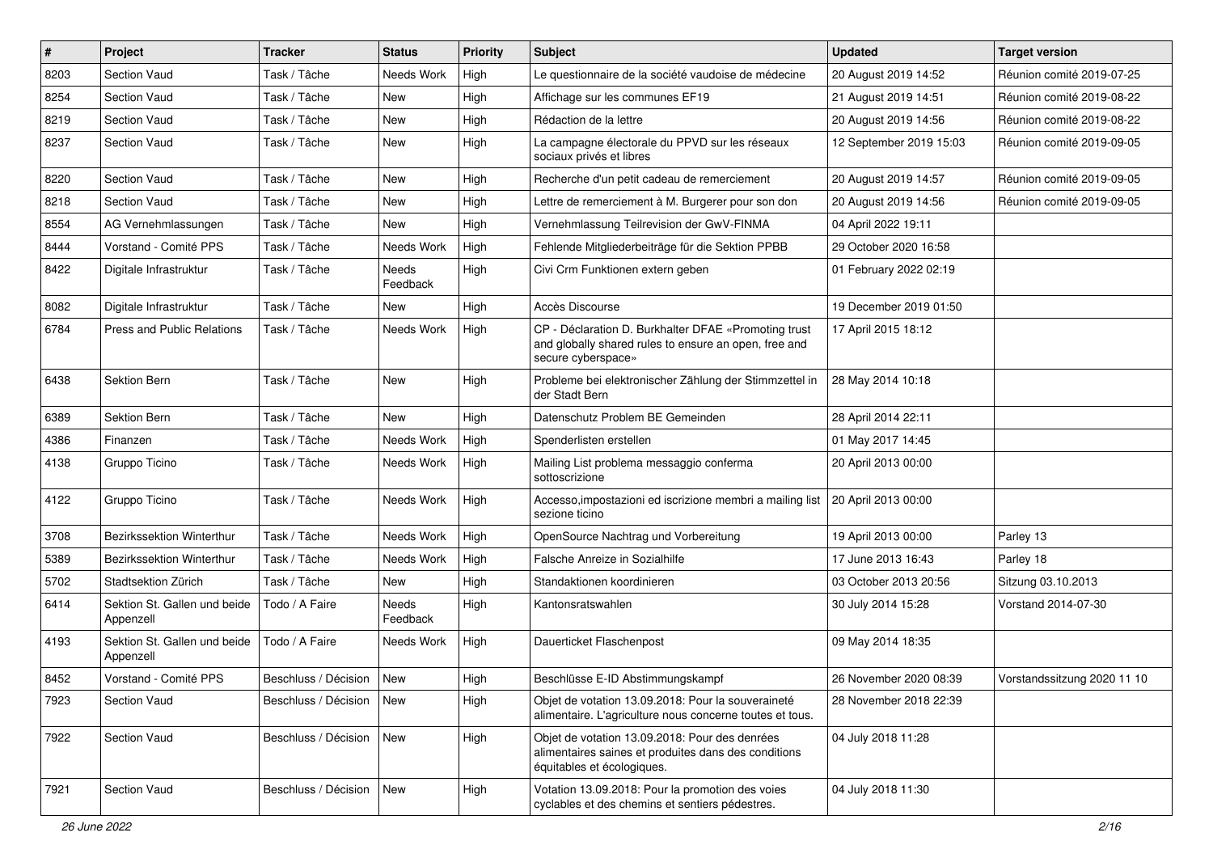| # | Project | Tracker | Status | Priority | Subject | Updated | Target version |
|---|---|---|---|---|---|---|---|
| 8203 | Section Vaud | Task / Tâche | Needs Work | High | Le questionnaire de la société vaudoise de médecine | 20 August 2019 14:52 | Réunion comité 2019-07-25 |
| 8254 | Section Vaud | Task / Tâche | New | High | Affichage sur les communes EF19 | 21 August 2019 14:51 | Réunion comité 2019-08-22 |
| 8219 | Section Vaud | Task / Tâche | New | High | Rédaction de la lettre | 20 August 2019 14:56 | Réunion comité 2019-08-22 |
| 8237 | Section Vaud | Task / Tâche | New | High | La campagne électorale du PPVD sur les réseaux sociaux privés et libres | 12 September 2019 15:03 | Réunion comité 2019-09-05 |
| 8220 | Section Vaud | Task / Tâche | New | High | Recherche d'un petit cadeau de remerciement | 20 August 2019 14:57 | Réunion comité 2019-09-05 |
| 8218 | Section Vaud | Task / Tâche | New | High | Lettre de remerciement à M. Burgerer pour son don | 20 August 2019 14:56 | Réunion comité 2019-09-05 |
| 8554 | AG Vernehmlassungen | Task / Tâche | New | High | Vernehmlassung Teilrevision der GwV-FINMA | 04 April 2022 19:11 | |
| 8444 | Vorstand - Comité PPS | Task / Tâche | Needs Work | High | Fehlende Mitgliederbeiträge für die Sektion PPBB | 29 October 2020 16:58 | |
| 8422 | Digitale Infrastruktur | Task / Tâche | Needs Feedback | High | Civi Crm Funktionen extern geben | 01 February 2022 02:19 | |
| 8082 | Digitale Infrastruktur | Task / Tâche | New | High | Accès Discourse | 19 December 2019 01:50 | |
| 6784 | Press and Public Relations | Task / Tâche | Needs Work | High | CP - Déclaration D. Burkhalter DFAE «Promoting trust and globally shared rules to ensure an open, free and secure cyberspace» | 17 April 2015 18:12 | |
| 6438 | Sektion Bern | Task / Tâche | New | High | Probleme bei elektronischer Zählung der Stimmzettel in der Stadt Bern | 28 May 2014 10:18 | |
| 6389 | Sektion Bern | Task / Tâche | New | High | Datenschutz Problem BE Gemeinden | 28 April 2014 22:11 | |
| 4386 | Finanzen | Task / Tâche | Needs Work | High | Spenderlisten erstellen | 01 May 2017 14:45 | |
| 4138 | Gruppo Ticino | Task / Tâche | Needs Work | High | Mailing List problema messaggio conferma sottoscrizione | 20 April 2013 00:00 | |
| 4122 | Gruppo Ticino | Task / Tâche | Needs Work | High | Accesso,impostazioni ed iscrizione membri a mailing list sezione ticino | 20 April 2013 00:00 | |
| 3708 | Bezirkssektion Winterthur | Task / Tâche | Needs Work | High | OpenSource Nachtrag und Vorbereitung | 19 April 2013 00:00 | Parley 13 |
| 5389 | Bezirkssektion Winterthur | Task / Tâche | Needs Work | High | Falsche Anreize in Sozialhilfe | 17 June 2013 16:43 | Parley 18 |
| 5702 | Stadtsektion Zürich | Task / Tâche | New | High | Standaktionen koordinieren | 03 October 2013 20:56 | Sitzung 03.10.2013 |
| 6414 | Sektion St. Gallen und beide Appenzell | Todo / A Faire | Needs Feedback | High | Kantonsratswahlen | 30 July 2014 15:28 | Vorstand 2014-07-30 |
| 4193 | Sektion St. Gallen und beide Appenzell | Todo / A Faire | Needs Work | High | Dauerticket Flaschenpost | 09 May 2014 18:35 | |
| 8452 | Vorstand - Comité PPS | Beschluss / Décision | New | High | Beschlüsse E-ID Abstimmungskampf | 26 November 2020 08:39 | Vorstandssitzung 2020 11 10 |
| 7923 | Section Vaud | Beschluss / Décision | New | High | Objet de votation 13.09.2018: Pour la souveraineté alimentaire. L'agriculture nous concerne toutes et tous. | 28 November 2018 22:39 | |
| 7922 | Section Vaud | Beschluss / Décision | New | High | Objet de votation 13.09.2018: Pour des denrées alimentaires saines et produites dans des conditions équitables et écologiques. | 04 July 2018 11:28 | |
| 7921 | Section Vaud | Beschluss / Décision | New | High | Votation 13.09.2018: Pour la promotion des voies cyclables et des chemins et sentiers pédestres. | 04 July 2018 11:30 | |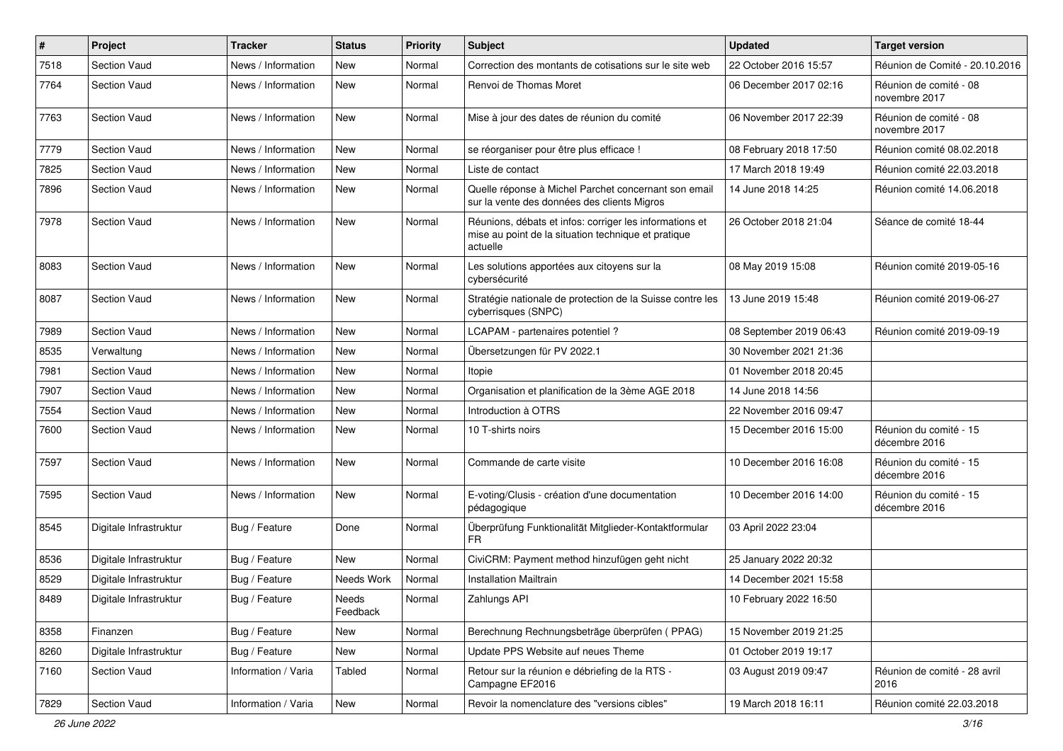| # | Project | Tracker | Status | Priority | Subject | Updated | Target version |
|---|---|---|---|---|---|---|---|
| 7518 | Section Vaud | News / Information | New | Normal | Correction des montants de cotisations sur le site web | 22 October 2016 15:57 | Réunion de Comité - 20.10.2016 |
| 7764 | Section Vaud | News / Information | New | Normal | Renvoi de Thomas Moret | 06 December 2017 02:16 | Réunion de comité - 08 novembre 2017 |
| 7763 | Section Vaud | News / Information | New | Normal | Mise à jour des dates de réunion du comité | 06 November 2017 22:39 | Réunion de comité - 08 novembre 2017 |
| 7779 | Section Vaud | News / Information | New | Normal | se réorganiser pour être plus efficace ! | 08 February 2018 17:50 | Réunion comité 08.02.2018 |
| 7825 | Section Vaud | News / Information | New | Normal | Liste de contact | 17 March 2018 19:49 | Réunion comité 22.03.2018 |
| 7896 | Section Vaud | News / Information | New | Normal | Quelle réponse à Michel Parchet concernant son email sur la vente des données des clients Migros | 14 June 2018 14:25 | Réunion comité 14.06.2018 |
| 7978 | Section Vaud | News / Information | New | Normal | Réunions, débats et infos: corriger les informations et mise au point de la situation technique et pratique actuelle | 26 October 2018 21:04 | Séance de comité 18-44 |
| 8083 | Section Vaud | News / Information | New | Normal | Les solutions apportées aux citoyens sur la cybersécurité | 08 May 2019 15:08 | Réunion comité 2019-05-16 |
| 8087 | Section Vaud | News / Information | New | Normal | Stratégie nationale de protection de la Suisse contre les cyberrisques (SNPC) | 13 June 2019 15:48 | Réunion comité 2019-06-27 |
| 7989 | Section Vaud | News / Information | New | Normal | LCAPAM - partenaires potentiel ? | 08 September 2019 06:43 | Réunion comité 2019-09-19 |
| 8535 | Verwaltung | News / Information | New | Normal | Übersetzungen für PV 2022.1 | 30 November 2021 21:36 | |
| 7981 | Section Vaud | News / Information | New | Normal | Itopie | 01 November 2018 20:45 | |
| 7907 | Section Vaud | News / Information | New | Normal | Organisation et planification de la 3ème AGE 2018 | 14 June 2018 14:56 | |
| 7554 | Section Vaud | News / Information | New | Normal | Introduction à OTRS | 22 November 2016 09:47 | |
| 7600 | Section Vaud | News / Information | New | Normal | 10 T-shirts noirs | 15 December 2016 15:00 | Réunion du comité - 15 décembre 2016 |
| 7597 | Section Vaud | News / Information | New | Normal | Commande de carte visite | 10 December 2016 16:08 | Réunion du comité - 15 décembre 2016 |
| 7595 | Section Vaud | News / Information | New | Normal | E-voting/Clusis - création d'une documentation pédagogique | 10 December 2016 14:00 | Réunion du comité - 15 décembre 2016 |
| 8545 | Digitale Infrastruktur | Bug / Feature | Done | Normal | Überprüfung Funktionalität Mitglieder-Kontaktformular FR | 03 April 2022 23:04 | |
| 8536 | Digitale Infrastruktur | Bug / Feature | New | Normal | CiviCRM: Payment method hinzufügen geht nicht | 25 January 2022 20:32 | |
| 8529 | Digitale Infrastruktur | Bug / Feature | Needs Work | Normal | Installation Mailtrain | 14 December 2021 15:58 | |
| 8489 | Digitale Infrastruktur | Bug / Feature | Needs Feedback | Normal | Zahlungs API | 10 February 2022 16:50 | |
| 8358 | Finanzen | Bug / Feature | New | Normal | Berechnung Rechnungsbeträge überprüfen ( PPAG) | 15 November 2019 21:25 | |
| 8260 | Digitale Infrastruktur | Bug / Feature | New | Normal | Update PPS Website auf neues Theme | 01 October 2019 19:17 | |
| 7160 | Section Vaud | Information / Varia | Tabled | Normal | Retour sur la réunion e débriefing de la RTS - Campagne EF2016 | 03 August 2019 09:47 | Réunion de comité - 28 avril 2016 |
| 7829 | Section Vaud | Information / Varia | New | Normal | Revoir la nomenclature des "versions cibles" | 19 March 2018 16:11 | Réunion comité 22.03.2018 |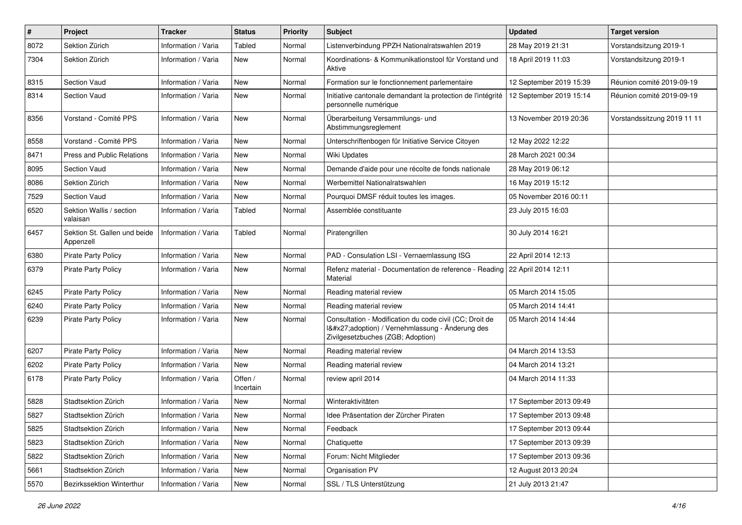| # | Project | Tracker | Status | Priority | Subject | Updated | Target version |
|---|---|---|---|---|---|---|---|
| 8072 | Sektion Zürich | Information / Varia | Tabled | Normal | Listenverbindung PPZH Nationalratswahlen 2019 | 28 May 2019 21:31 | Vorstandsitzung 2019-1 |
| 7304 | Sektion Zürich | Information / Varia | New | Normal | Koordinations- & Kommunikationstool für Vorstand und Aktive | 18 April 2019 11:03 | Vorstandsitzung 2019-1 |
| 8315 | Section Vaud | Information / Varia | New | Normal | Formation sur le fonctionnement parlementaire | 12 September 2019 15:39 | Réunion comité 2019-09-19 |
| 8314 | Section Vaud | Information / Varia | New | Normal | Initiative cantonale demandant la protection de l'intégrité personnelle numérique | 12 September 2019 15:14 | Réunion comité 2019-09-19 |
| 8356 | Vorstand - Comité PPS | Information / Varia | New | Normal | Überarbeitung Versammlungs- und Abstimmungsreglement | 13 November 2019 20:36 | Vorstandssitzung 2019 11 11 |
| 8558 | Vorstand - Comité PPS | Information / Varia | New | Normal | Unterschriftenbogen für Initiative Service Citoyen | 12 May 2022 12:22 | |
| 8471 | Press and Public Relations | Information / Varia | New | Normal | Wiki Updates | 28 March 2021 00:34 | |
| 8095 | Section Vaud | Information / Varia | New | Normal | Demande d'aide pour une récolte de fonds nationale | 28 May 2019 06:12 | |
| 8086 | Sektion Zürich | Information / Varia | New | Normal | Werbemittel Nationalratswahlen | 16 May 2019 15:12 | |
| 7529 | Section Vaud | Information / Varia | New | Normal | Pourquoi DMSF réduit toutes les images. | 05 November 2016 00:11 | |
| 6520 | Sektion Wallis / section valaisan | Information / Varia | Tabled | Normal | Assemblée constituante | 23 July 2015 16:03 | |
| 6457 | Sektion St. Gallen und beide Appenzell | Information / Varia | Tabled | Normal | Piratengrillen | 30 July 2014 16:21 | |
| 6380 | Pirate Party Policy | Information / Varia | New | Normal | PAD - Consulation LSI - Vernaemlassung ISG | 22 April 2014 12:13 | |
| 6379 | Pirate Party Policy | Information / Varia | New | Normal | Refenz material - Documentation de reference - Reading Material | 22 April 2014 12:11 | |
| 6245 | Pirate Party Policy | Information / Varia | New | Normal | Reading material review | 05 March 2014 15:05 | |
| 6240 | Pirate Party Policy | Information / Varia | New | Normal | Reading material review | 05 March 2014 14:41 | |
| 6239 | Pirate Party Policy | Information / Varia | New | Normal | Consultation - Modification du code civil (CC; Droit de l&#x27;adoption) / Vernehmlassung - Änderung des Zivilgesetzbuches (ZGB; Adoption) | 05 March 2014 14:44 | |
| 6207 | Pirate Party Policy | Information / Varia | New | Normal | Reading material review | 04 March 2014 13:53 | |
| 6202 | Pirate Party Policy | Information / Varia | New | Normal | Reading material review | 04 March 2014 13:21 | |
| 6178 | Pirate Party Policy | Information / Varia | Offen / Incertain | Normal | review april 2014 | 04 March 2014 11:33 | |
| 5828 | Stadtsektion Zürich | Information / Varia | New | Normal | Winteraktivitäten | 17 September 2013 09:49 | |
| 5827 | Stadtsektion Zürich | Information / Varia | New | Normal | Idee Präsentation der Zürcher Piraten | 17 September 2013 09:48 | |
| 5825 | Stadtsektion Zürich | Information / Varia | New | Normal | Feedback | 17 September 2013 09:44 | |
| 5823 | Stadtsektion Zürich | Information / Varia | New | Normal | Chatiquette | 17 September 2013 09:39 | |
| 5822 | Stadtsektion Zürich | Information / Varia | New | Normal | Forum: Nicht Mitglieder | 17 September 2013 09:36 | |
| 5661 | Stadtsektion Zürich | Information / Varia | New | Normal | Organisation PV | 12 August 2013 20:24 | |
| 5570 | Bezirkssektion Winterthur | Information / Varia | New | Normal | SSL / TLS Unterstützung | 21 July 2013 21:47 | |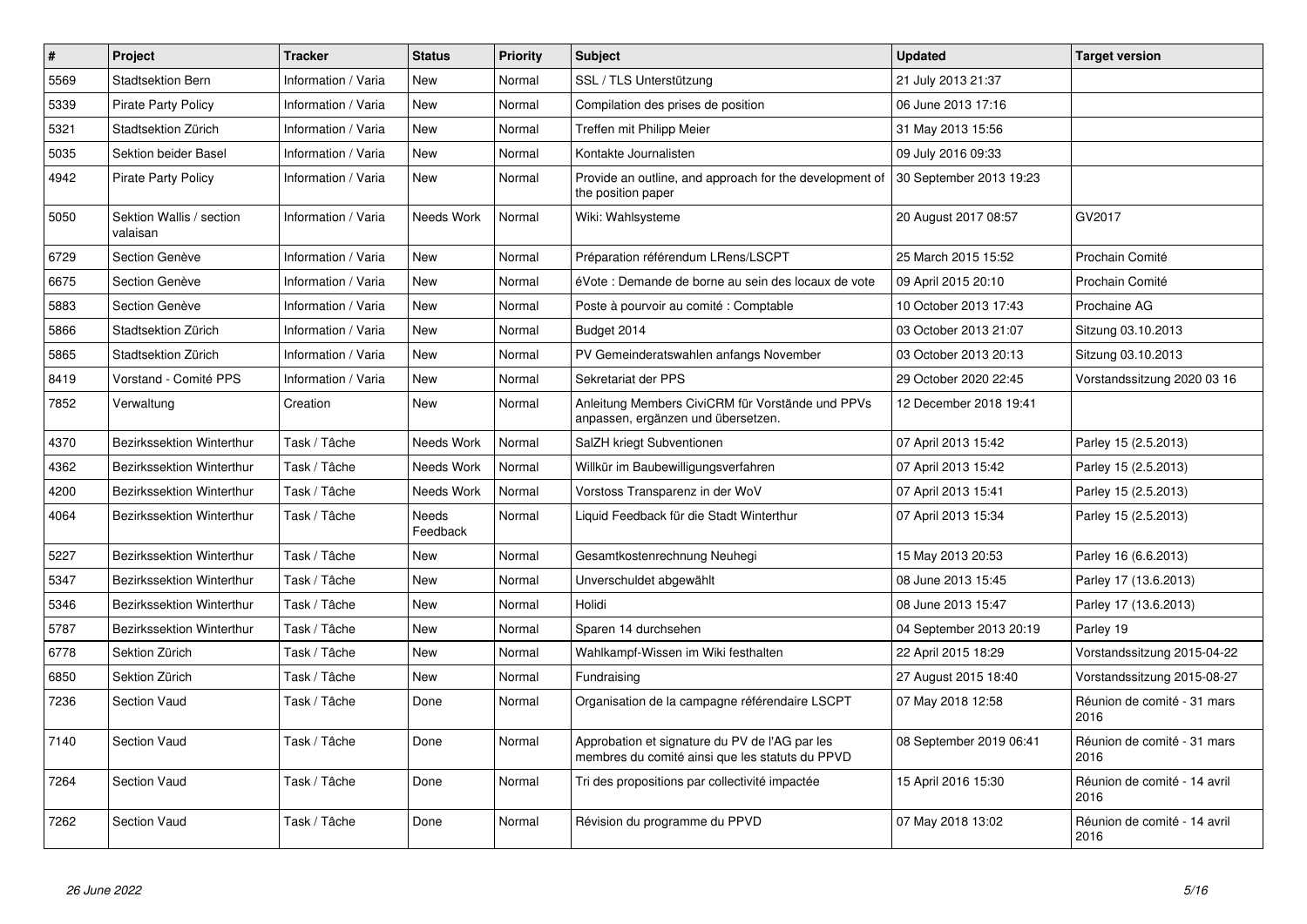| # | Project | Tracker | Status | Priority | Subject | Updated | Target version |
|---|---|---|---|---|---|---|---|
| 5569 | Stadtsektion Bern | Information / Varia | New | Normal | SSL / TLS Unterstützung | 21 July 2013 21:37 | |
| 5339 | Pirate Party Policy | Information / Varia | New | Normal | Compilation des prises de position | 06 June 2013 17:16 | |
| 5321 | Stadtsektion Zürich | Information / Varia | New | Normal | Treffen mit Philipp Meier | 31 May 2013 15:56 | |
| 5035 | Sektion beider Basel | Information / Varia | New | Normal | Kontakte Journalisten | 09 July 2016 09:33 | |
| 4942 | Pirate Party Policy | Information / Varia | New | Normal | Provide an outline, and approach for the development of the position paper | 30 September 2013 19:23 | |
| 5050 | Sektion Wallis / section valaisan | Information / Varia | Needs Work | Normal | Wiki: Wahlsysteme | 20 August 2017 08:57 | GV2017 |
| 6729 | Section Genève | Information / Varia | New | Normal | Préparation référendum LRens/LSCPT | 25 March 2015 15:52 | Prochain Comité |
| 6675 | Section Genève | Information / Varia | New | Normal | éVote : Demande de borne au sein des locaux de vote | 09 April 2015 20:10 | Prochain Comité |
| 5883 | Section Genève | Information / Varia | New | Normal | Poste à pourvoir au comité : Comptable | 10 October 2013 17:43 | Prochaine AG |
| 5866 | Stadtsektion Zürich | Information / Varia | New | Normal | Budget 2014 | 03 October 2013 21:07 | Sitzung 03.10.2013 |
| 5865 | Stadtsektion Zürich | Information / Varia | New | Normal | PV Gemeinderatswahlen anfangs November | 03 October 2013 20:13 | Sitzung 03.10.2013 |
| 8419 | Vorstand - Comité PPS | Information / Varia | New | Normal | Sekretariat der PPS | 29 October 2020 22:45 | Vorstandssitzung 2020 03 16 |
| 7852 | Verwaltung | Creation | New | Normal | Anleitung Members CiviCRM für Vorstände und PPVs anpassen, ergänzen und übersetzen. | 12 December 2018 19:41 | |
| 4370 | Bezirkssektion Winterthur | Task / Tâche | Needs Work | Normal | SalZH kriegt Subventionen | 07 April 2013 15:42 | Parley 15 (2.5.2013) |
| 4362 | Bezirkssektion Winterthur | Task / Tâche | Needs Work | Normal | Willkür im Baubewilligungsverfahren | 07 April 2013 15:42 | Parley 15 (2.5.2013) |
| 4200 | Bezirkssektion Winterthur | Task / Tâche | Needs Work | Normal | Vorstoss Transparenz in der WoV | 07 April 2013 15:41 | Parley 15 (2.5.2013) |
| 4064 | Bezirkssektion Winterthur | Task / Tâche | Needs Feedback | Normal | Liquid Feedback für die Stadt Winterthur | 07 April 2013 15:34 | Parley 15 (2.5.2013) |
| 5227 | Bezirkssektion Winterthur | Task / Tâche | New | Normal | Gesamtkostenrechnung Neuhegi | 15 May 2013 20:53 | Parley 16 (6.6.2013) |
| 5347 | Bezirkssektion Winterthur | Task / Tâche | New | Normal | Unverschuldet abgewählt | 08 June 2013 15:45 | Parley 17 (13.6.2013) |
| 5346 | Bezirkssektion Winterthur | Task / Tâche | New | Normal | Holidi | 08 June 2013 15:47 | Parley 17 (13.6.2013) |
| 5787 | Bezirkssektion Winterthur | Task / Tâche | New | Normal | Sparen 14 durchsehen | 04 September 2013 20:19 | Parley 19 |
| 6778 | Sektion Zürich | Task / Tâche | New | Normal | Wahlkampf-Wissen im Wiki festhalten | 22 April 2015 18:29 | Vorstandssitzung 2015-04-22 |
| 6850 | Sektion Zürich | Task / Tâche | New | Normal | Fundraising | 27 August 2015 18:40 | Vorstandssitzung 2015-08-27 |
| 7236 | Section Vaud | Task / Tâche | Done | Normal | Organisation de la campagne référendaire LSCPT | 07 May 2018 12:58 | Réunion de comité - 31 mars 2016 |
| 7140 | Section Vaud | Task / Tâche | Done | Normal | Approbation et signature du PV de l'AG par les membres du comité ainsi que les statuts du PPVD | 08 September 2019 06:41 | Réunion de comité - 31 mars 2016 |
| 7264 | Section Vaud | Task / Tâche | Done | Normal | Tri des propositions par collectivité impactée | 15 April 2016 15:30 | Réunion de comité - 14 avril 2016 |
| 7262 | Section Vaud | Task / Tâche | Done | Normal | Révision du programme du PPVD | 07 May 2018 13:02 | Réunion de comité - 14 avril 2016 |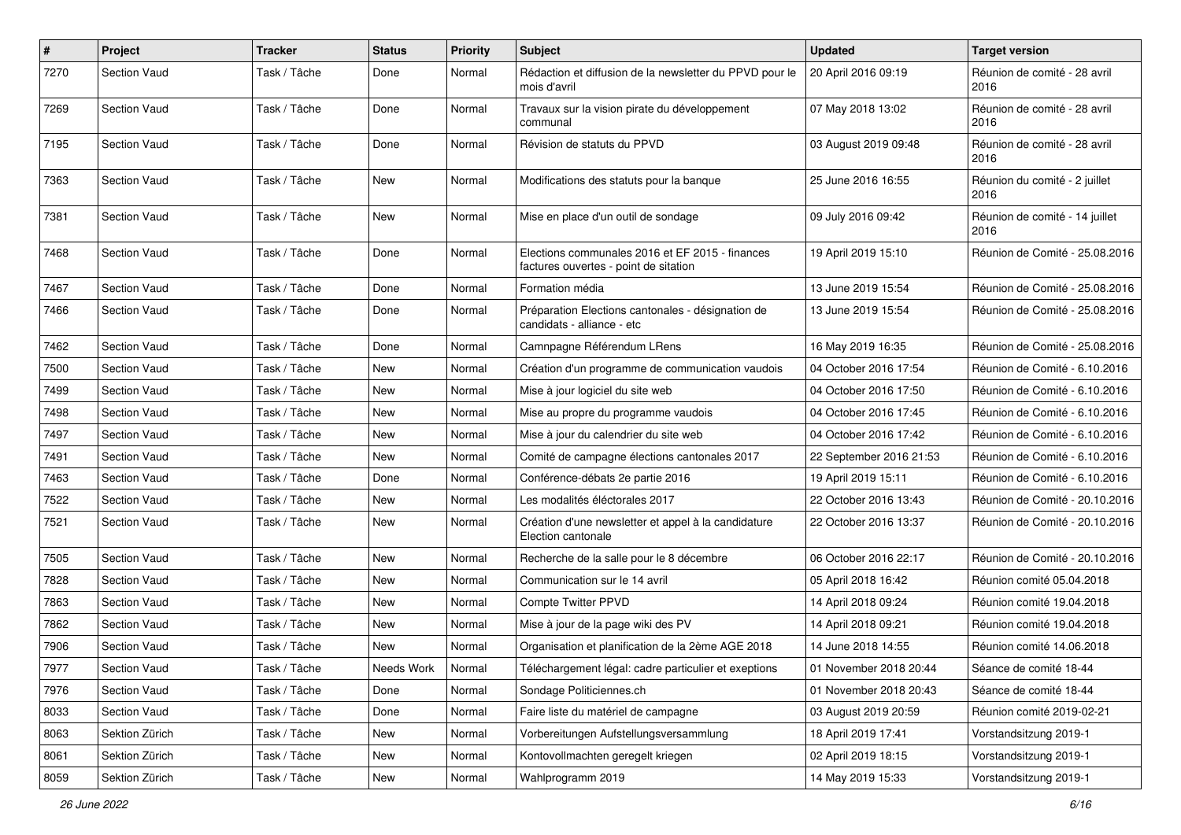| # | Project | Tracker | Status | Priority | Subject | Updated | Target version |
|---|---|---|---|---|---|---|---|
| 7270 | Section Vaud | Task / Tâche | Done | Normal | Rédaction et diffusion de la newsletter du PPVD pour le mois d'avril | 20 April 2016 09:19 | Réunion de comité - 28 avril 2016 |
| 7269 | Section Vaud | Task / Tâche | Done | Normal | Travaux sur la vision pirate du développement communal | 07 May 2018 13:02 | Réunion de comité - 28 avril 2016 |
| 7195 | Section Vaud | Task / Tâche | Done | Normal | Révision de statuts du PPVD | 03 August 2019 09:48 | Réunion de comité - 28 avril 2016 |
| 7363 | Section Vaud | Task / Tâche | New | Normal | Modifications des statuts pour la banque | 25 June 2016 16:55 | Réunion du comité - 2 juillet 2016 |
| 7381 | Section Vaud | Task / Tâche | New | Normal | Mise en place d'un outil de sondage | 09 July 2016 09:42 | Réunion de comité - 14 juillet 2016 |
| 7468 | Section Vaud | Task / Tâche | Done | Normal | Elections communales 2016 et EF 2015 - finances factures ouvertes - point de sitation | 19 April 2019 15:10 | Réunion de Comité - 25.08.2016 |
| 7467 | Section Vaud | Task / Tâche | Done | Normal | Formation média | 13 June 2019 15:54 | Réunion de Comité - 25.08.2016 |
| 7466 | Section Vaud | Task / Tâche | Done | Normal | Préparation Elections cantonales - désignation de candidats - alliance - etc | 13 June 2019 15:54 | Réunion de Comité - 25.08.2016 |
| 7462 | Section Vaud | Task / Tâche | Done | Normal | Camnpagne Référendum LRens | 16 May 2019 16:35 | Réunion de Comité - 25.08.2016 |
| 7500 | Section Vaud | Task / Tâche | New | Normal | Création d'un programme de communication vaudois | 04 October 2016 17:54 | Réunion de Comité - 6.10.2016 |
| 7499 | Section Vaud | Task / Tâche | New | Normal | Mise à jour logiciel du site web | 04 October 2016 17:50 | Réunion de Comité - 6.10.2016 |
| 7498 | Section Vaud | Task / Tâche | New | Normal | Mise au propre du programme vaudois | 04 October 2016 17:45 | Réunion de Comité - 6.10.2016 |
| 7497 | Section Vaud | Task / Tâche | New | Normal | Mise à jour du calendrier du site web | 04 October 2016 17:42 | Réunion de Comité - 6.10.2016 |
| 7491 | Section Vaud | Task / Tâche | New | Normal | Comité de campagne élections cantonales 2017 | 22 September 2016 21:53 | Réunion de Comité - 6.10.2016 |
| 7463 | Section Vaud | Task / Tâche | Done | Normal | Conférence-débats 2e partie 2016 | 19 April 2019 15:11 | Réunion de Comité - 6.10.2016 |
| 7522 | Section Vaud | Task / Tâche | New | Normal | Les modalités éléctorales 2017 | 22 October 2016 13:43 | Réunion de Comité - 20.10.2016 |
| 7521 | Section Vaud | Task / Tâche | New | Normal | Création d'une newsletter et appel à la candidature Election cantonale | 22 October 2016 13:37 | Réunion de Comité - 20.10.2016 |
| 7505 | Section Vaud | Task / Tâche | New | Normal | Recherche de la salle pour le 8 décembre | 06 October 2016 22:17 | Réunion de Comité - 20.10.2016 |
| 7828 | Section Vaud | Task / Tâche | New | Normal | Communication sur le 14 avril | 05 April 2018 16:42 | Réunion comité 05.04.2018 |
| 7863 | Section Vaud | Task / Tâche | New | Normal | Compte Twitter PPVD | 14 April 2018 09:24 | Réunion comité 19.04.2018 |
| 7862 | Section Vaud | Task / Tâche | New | Normal | Mise à jour de la page wiki des PV | 14 April 2018 09:21 | Réunion comité 19.04.2018 |
| 7906 | Section Vaud | Task / Tâche | New | Normal | Organisation et planification de la 2ème AGE 2018 | 14 June 2018 14:55 | Réunion comité 14.06.2018 |
| 7977 | Section Vaud | Task / Tâche | Needs Work | Normal | Téléchargement légal: cadre particulier et exeptions | 01 November 2018 20:44 | Séance de comité 18-44 |
| 7976 | Section Vaud | Task / Tâche | Done | Normal | Sondage Politiciennes.ch | 01 November 2018 20:43 | Séance de comité 18-44 |
| 8033 | Section Vaud | Task / Tâche | Done | Normal | Faire liste du matériel de campagne | 03 August 2019 20:59 | Réunion comité 2019-02-21 |
| 8063 | Sektion Zürich | Task / Tâche | New | Normal | Vorbereitungen Aufstellungsversammlung | 18 April 2019 17:41 | Vorstandsitzung 2019-1 |
| 8061 | Sektion Zürich | Task / Tâche | New | Normal | Kontovollmachten geregelt kriegen | 02 April 2019 18:15 | Vorstandsitzung 2019-1 |
| 8059 | Sektion Zürich | Task / Tâche | New | Normal | Wahlprogramm 2019 | 14 May 2019 15:33 | Vorstandsitzung 2019-1 |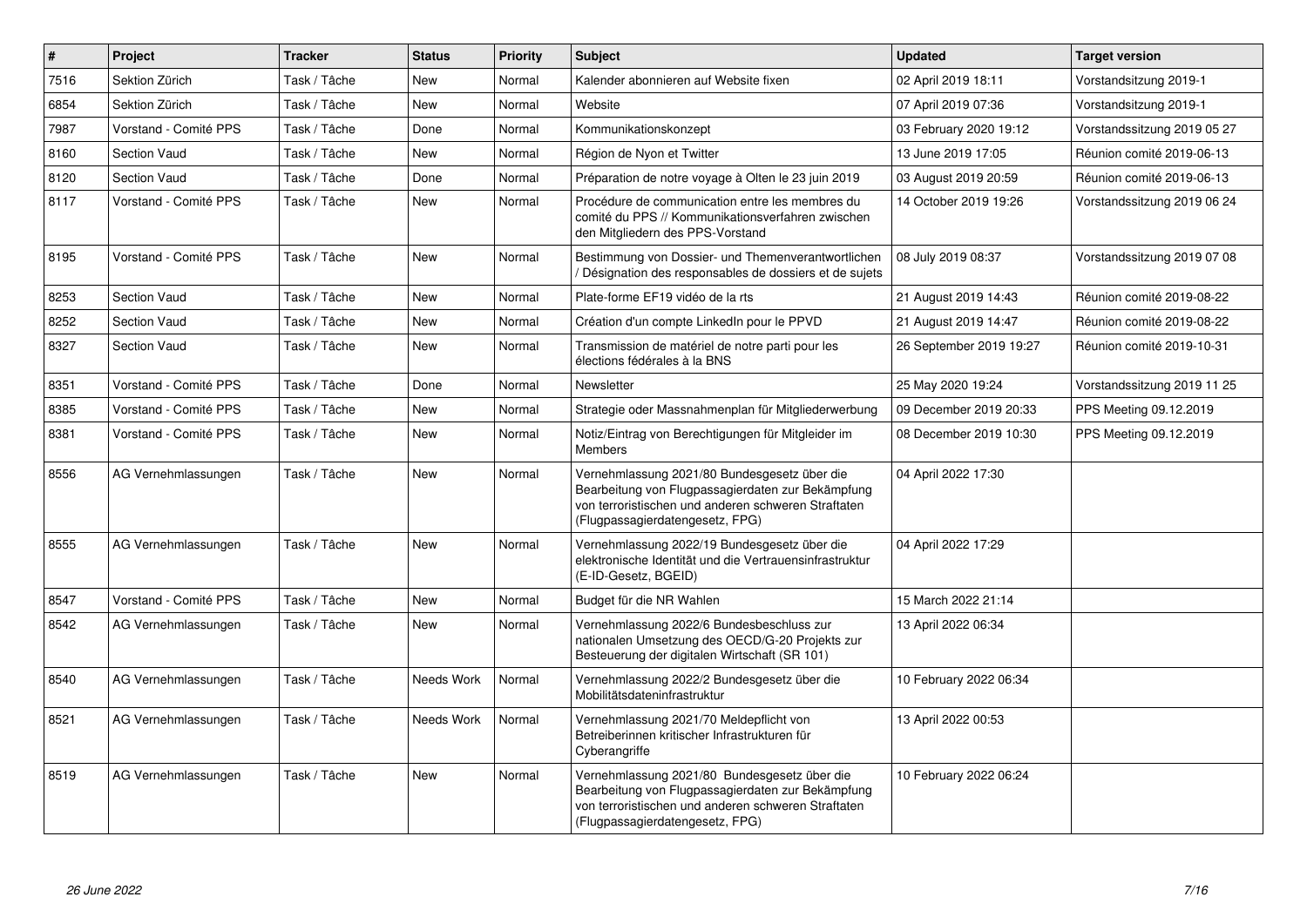| # | Project | Tracker | Status | Priority | Subject | Updated | Target version |
|---|---|---|---|---|---|---|---|
| 7516 | Sektion Zürich | Task / Tâche | New | Normal | Kalender abonnieren auf Website fixen | 02 April 2019 18:11 | Vorstandsitzung 2019-1 |
| 6854 | Sektion Zürich | Task / Tâche | New | Normal | Website | 07 April 2019 07:36 | Vorstandsitzung 2019-1 |
| 7987 | Vorstand - Comité PPS | Task / Tâche | Done | Normal | Kommunikationskonzept | 03 February 2020 19:12 | Vorstandssitzung 2019 05 27 |
| 8160 | Section Vaud | Task / Tâche | New | Normal | Région de Nyon et Twitter | 13 June 2019 17:05 | Réunion comité 2019-06-13 |
| 8120 | Section Vaud | Task / Tâche | Done | Normal | Préparation de notre voyage à Olten le 23 juin 2019 | 03 August 2019 20:59 | Réunion comité 2019-06-13 |
| 8117 | Vorstand - Comité PPS | Task / Tâche | New | Normal | Procédure de communication entre les membres du comité du PPS // Kommunikationsverfahren zwischen den Mitgliedern des PPS-Vorstand | 14 October 2019 19:26 | Vorstandssitzung 2019 06 24 |
| 8195 | Vorstand - Comité PPS | Task / Tâche | New | Normal | Bestimmung von Dossier- und Themenverantwortlichen / Désignation des responsables de dossiers et de sujets | 08 July 2019 08:37 | Vorstandssitzung 2019 07 08 |
| 8253 | Section Vaud | Task / Tâche | New | Normal | Plate-forme EF19 vidéo de la rts | 21 August 2019 14:43 | Réunion comité 2019-08-22 |
| 8252 | Section Vaud | Task / Tâche | New | Normal | Création d'un compte LinkedIn pour le PPVD | 21 August 2019 14:47 | Réunion comité 2019-08-22 |
| 8327 | Section Vaud | Task / Tâche | New | Normal | Transmission de matériel de notre parti pour les élections fédérales à la BNS | 26 September 2019 19:27 | Réunion comité 2019-10-31 |
| 8351 | Vorstand - Comité PPS | Task / Tâche | Done | Normal | Newsletter | 25 May 2020 19:24 | Vorstandssitzung 2019 11 25 |
| 8385 | Vorstand - Comité PPS | Task / Tâche | New | Normal | Strategie oder Massnahmenplan für Mitgliederwerbung | 09 December 2019 20:33 | PPS Meeting 09.12.2019 |
| 8381 | Vorstand - Comité PPS | Task / Tâche | New | Normal | Notiz/Eintrag von Berechtigungen für Mitgleider im Members | 08 December 2019 10:30 | PPS Meeting 09.12.2019 |
| 8556 | AG Vernehmlassungen | Task / Tâche | New | Normal | Vernehmlassung 2021/80 Bundesgesetz über die Bearbeitung von Flugpassagierdaten zur Bekämpfung von terroristischen und anderen schweren Straftaten (Flugpassagierdatengesetz, FPG) | 04 April 2022 17:30 | |
| 8555 | AG Vernehmlassungen | Task / Tâche | New | Normal | Vernehmlassung 2022/19 Bundesgesetz über die elektronische Identität und die Vertrauensinfrastruktur (E-ID-Gesetz, BGEID) | 04 April 2022 17:29 | |
| 8547 | Vorstand - Comité PPS | Task / Tâche | New | Normal | Budget für die NR Wahlen | 15 March 2022 21:14 | |
| 8542 | AG Vernehmlassungen | Task / Tâche | New | Normal | Vernehmlassung 2022/6 Bundesbeschluss zur nationalen Umsetzung des OECD/G-20 Projekts zur Besteuerung der digitalen Wirtschaft (SR 101) | 13 April 2022 06:34 | |
| 8540 | AG Vernehmlassungen | Task / Tâche | Needs Work | Normal | Vernehmlassung 2022/2 Bundesgesetz über die Mobilitätsdateninfrastruktur | 10 February 2022 06:34 | |
| 8521 | AG Vernehmlassungen | Task / Tâche | Needs Work | Normal | Vernehmlassung 2021/70 Meldepflicht von Betreiberinnen kritischer Infrastrukturen für Cyberangriffe | 13 April 2022 00:53 | |
| 8519 | AG Vernehmlassungen | Task / Tâche | New | Normal | Vernehmlassung 2021/80 Bundesgesetz über die Bearbeitung von Flugpassagierdaten zur Bekämpfung von terroristischen und anderen schweren Straftaten (Flugpassagierdatengesetz, FPG) | 10 February 2022 06:24 | |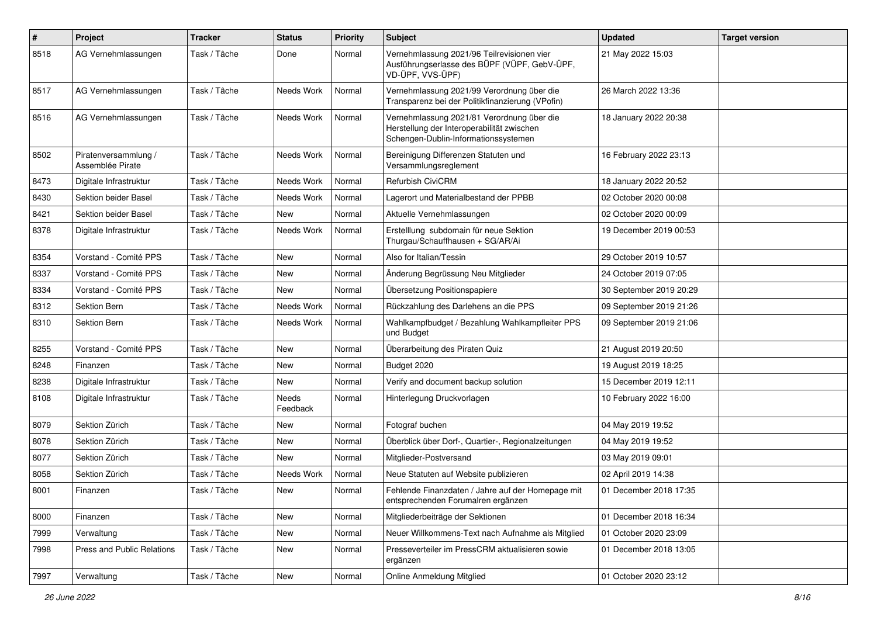| # | Project | Tracker | Status | Priority | Subject | Updated | Target version |
|---|---|---|---|---|---|---|---|
| 8518 | AG Vernehmlassungen | Task / Tâche | Done | Normal | Vernehmlassung 2021/96 Teilrevisionen vier Ausführungserlasse des BÜPF (VÜPF, GebV-ÜPF, VD-ÜPF, VVS-ÜPF) | 21 May 2022 15:03 | |
| 8517 | AG Vernehmlassungen | Task / Tâche | Needs Work | Normal | Vernehmlassung 2021/99 Verordnung über die Transparenz bei der Politikfinanzierung (VPofin) | 26 March 2022 13:36 | |
| 8516 | AG Vernehmlassungen | Task / Tâche | Needs Work | Normal | Vernehmlassung 2021/81 Verordnung über die Herstellung der Interoperabilität zwischen Schengen-Dublin-Informationssystemen | 18 January 2022 20:38 | |
| 8502 | Piratenversammlung / Assemblée Pirate | Task / Tâche | Needs Work | Normal | Bereinigung Differenzen Statuten und Versammlungsreglement | 16 February 2022 23:13 | |
| 8473 | Digitale Infrastruktur | Task / Tâche | Needs Work | Normal | Refurbish CiviCRM | 18 January 2022 20:52 | |
| 8430 | Sektion beider Basel | Task / Tâche | Needs Work | Normal | Lagerort und Materialbestand der PPBB | 02 October 2020 00:08 | |
| 8421 | Sektion beider Basel | Task / Tâche | New | Normal | Aktuelle Vernehmlassungen | 02 October 2020 00:09 | |
| 8378 | Digitale Infrastruktur | Task / Tâche | Needs Work | Normal | Erstelllung subdomain für neue Sektion Thurgau/Schauffhausen + SG/AR/Ai | 19 December 2019 00:53 | |
| 8354 | Vorstand - Comité PPS | Task / Tâche | New | Normal | Also for Italian/Tessin | 29 October 2019 10:57 | |
| 8337 | Vorstand - Comité PPS | Task / Tâche | New | Normal | Änderung Begrüssung Neu Mitglieder | 24 October 2019 07:05 | |
| 8334 | Vorstand - Comité PPS | Task / Tâche | New | Normal | Übersetzung Positionspapiere | 30 September 2019 20:29 | |
| 8312 | Sektion Bern | Task / Tâche | Needs Work | Normal | Rückzahlung des Darlehens an die PPS | 09 September 2019 21:26 | |
| 8310 | Sektion Bern | Task / Tâche | Needs Work | Normal | Wahlkampfbudget / Bezahlung Wahlkampfleiter PPS und Budget | 09 September 2019 21:06 | |
| 8255 | Vorstand - Comité PPS | Task / Tâche | New | Normal | Überarbeitung des Piraten Quiz | 21 August 2019 20:50 | |
| 8248 | Finanzen | Task / Tâche | New | Normal | Budget 2020 | 19 August 2019 18:25 | |
| 8238 | Digitale Infrastruktur | Task / Tâche | New | Normal | Verify and document backup solution | 15 December 2019 12:11 | |
| 8108 | Digitale Infrastruktur | Task / Tâche | Needs Feedback | Normal | Hinterlegung Druckvorlagen | 10 February 2022 16:00 | |
| 8079 | Sektion Zürich | Task / Tâche | New | Normal | Fotograf buchen | 04 May 2019 19:52 | |
| 8078 | Sektion Zürich | Task / Tâche | New | Normal | Überblick über Dorf-, Quartier-, Regionalzeitungen | 04 May 2019 19:52 | |
| 8077 | Sektion Zürich | Task / Tâche | New | Normal | Mitglieder-Postversand | 03 May 2019 09:01 | |
| 8058 | Sektion Zürich | Task / Tâche | Needs Work | Normal | Neue Statuten auf Website publizieren | 02 April 2019 14:38 | |
| 8001 | Finanzen | Task / Tâche | New | Normal | Fehlende Finanzdaten / Jahre auf der Homepage mit entsprechenden Forumalren ergänzen | 01 December 2018 17:35 | |
| 8000 | Finanzen | Task / Tâche | New | Normal | Mitgliederbeiträge der Sektionen | 01 December 2018 16:34 | |
| 7999 | Verwaltung | Task / Tâche | New | Normal | Neuer Willkommens-Text nach Aufnahme als Mitglied | 01 October 2020 23:09 | |
| 7998 | Press and Public Relations | Task / Tâche | New | Normal | Presseverteiler im PressCRM aktualisieren sowie ergänzen | 01 December 2018 13:05 | |
| 7997 | Verwaltung | Task / Tâche | New | Normal | Online Anmeldung Mitglied | 01 October 2020 23:12 | |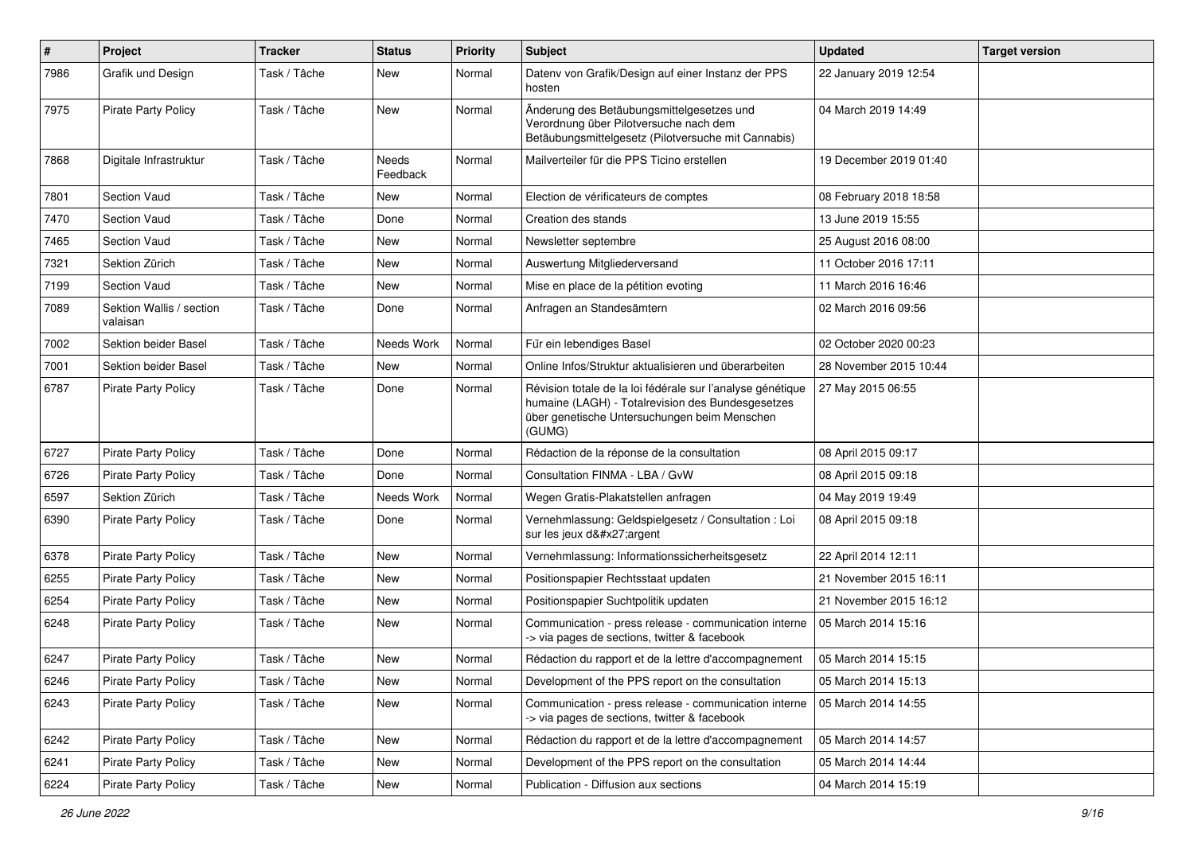| # | Project | Tracker | Status | Priority | Subject | Updated | Target version |
|---|---|---|---|---|---|---|---|
| 7986 | Grafik und Design | Task / Tâche | New | Normal | Datenv von Grafik/Design auf einer Instanz der PPS hosten | 22 January 2019 12:54 | |
| 7975 | Pirate Party Policy | Task / Tâche | New | Normal | Änderung des Betäubungsmittelgesetzes und Verordnung über Pilotversuche nach dem Betäubungsmittelgesetz (Pilotversuche mit Cannabis) | 04 March 2019 14:49 | |
| 7868 | Digitale Infrastruktur | Task / Tâche | Needs Feedback | Normal | Mailverteiler für die PPS Ticino erstellen | 19 December 2019 01:40 | |
| 7801 | Section Vaud | Task / Tâche | New | Normal | Election de vérificateurs de comptes | 08 February 2018 18:58 | |
| 7470 | Section Vaud | Task / Tâche | Done | Normal | Creation des stands | 13 June 2019 15:55 | |
| 7465 | Section Vaud | Task / Tâche | New | Normal | Newsletter septembre | 25 August 2016 08:00 | |
| 7321 | Sektion Zürich | Task / Tâche | New | Normal | Auswertung Mitgliederversand | 11 October 2016 17:11 | |
| 7199 | Section Vaud | Task / Tâche | New | Normal | Mise en place de la pétition evoting | 11 March 2016 16:46 | |
| 7089 | Sektion Wallis / section valaisan | Task / Tâche | Done | Normal | Anfragen an Standesämtern | 02 March 2016 09:56 | |
| 7002 | Sektion beider Basel | Task / Tâche | Needs Work | Normal | Für ein lebendiges Basel | 02 October 2020 00:23 | |
| 7001 | Sektion beider Basel | Task / Tâche | New | Normal | Online Infos/Struktur aktualisieren und überarbeiten | 28 November 2015 10:44 | |
| 6787 | Pirate Party Policy | Task / Tâche | Done | Normal | Révision totale de la loi fédérale sur l'analyse génétique humaine (LAGH) - Totalrevision des Bundesgesetzes über genetische Untersuchungen beim Menschen (GUMG) | 27 May 2015 06:55 | |
| 6727 | Pirate Party Policy | Task / Tâche | Done | Normal | Rédaction de la réponse de la consultation | 08 April 2015 09:17 | |
| 6726 | Pirate Party Policy | Task / Tâche | Done | Normal | Consultation FINMA - LBA / GvW | 08 April 2015 09:18 | |
| 6597 | Sektion Zürich | Task / Tâche | Needs Work | Normal | Wegen Gratis-Plakatstellen anfragen | 04 May 2019 19:49 | |
| 6390 | Pirate Party Policy | Task / Tâche | Done | Normal | Vernehmlassung: Geldspielgesetz / Consultation : Loi sur les jeux d&#x27;argent | 08 April 2015 09:18 | |
| 6378 | Pirate Party Policy | Task / Tâche | New | Normal | Vernehmlassung: Informationssicherheitsgesetz | 22 April 2014 12:11 | |
| 6255 | Pirate Party Policy | Task / Tâche | New | Normal | Positionspapier Rechtsstaat updaten | 21 November 2015 16:11 | |
| 6254 | Pirate Party Policy | Task / Tâche | New | Normal | Positionspapier Suchtpolitik updaten | 21 November 2015 16:12 | |
| 6248 | Pirate Party Policy | Task / Tâche | New | Normal | Communication - press release - communication interne -> via pages de sections, twitter & facebook | 05 March 2014 15:16 | |
| 6247 | Pirate Party Policy | Task / Tâche | New | Normal | Rédaction du rapport et de la lettre d'accompagnement | 05 March 2014 15:15 | |
| 6246 | Pirate Party Policy | Task / Tâche | New | Normal | Development of the PPS report on the consultation | 05 March 2014 15:13 | |
| 6243 | Pirate Party Policy | Task / Tâche | New | Normal | Communication - press release - communication interne -> via pages de sections, twitter & facebook | 05 March 2014 14:55 | |
| 6242 | Pirate Party Policy | Task / Tâche | New | Normal | Rédaction du rapport et de la lettre d'accompagnement | 05 March 2014 14:57 | |
| 6241 | Pirate Party Policy | Task / Tâche | New | Normal | Development of the PPS report on the consultation | 05 March 2014 14:44 | |
| 6224 | Pirate Party Policy | Task / Tâche | New | Normal | Publication - Diffusion aux sections | 04 March 2014 15:19 | |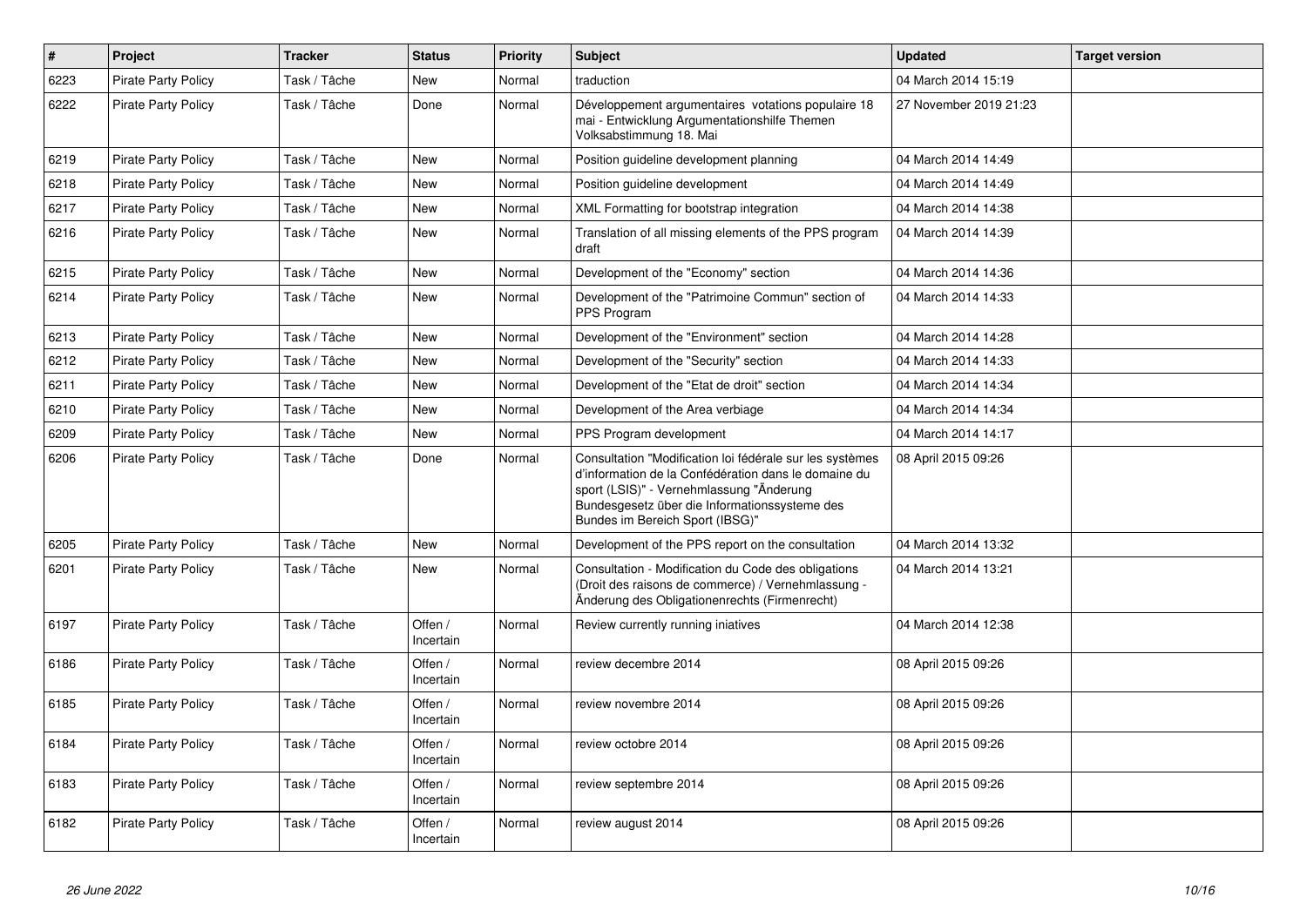| # | Project | Tracker | Status | Priority | Subject | Updated | Target version |
|---|---|---|---|---|---|---|---|
| 6223 | Pirate Party Policy | Task / Tâche | New | Normal | traduction | 04 March 2014 15:19 | |
| 6222 | Pirate Party Policy | Task / Tâche | Done | Normal | Développement argumentaires votations populaire 18 mai - Entwicklung Argumentationshilfe Themen Volksabstimmung 18. Mai | 27 November 2019 21:23 | |
| 6219 | Pirate Party Policy | Task / Tâche | New | Normal | Position guideline development planning | 04 March 2014 14:49 | |
| 6218 | Pirate Party Policy | Task / Tâche | New | Normal | Position guideline development | 04 March 2014 14:49 | |
| 6217 | Pirate Party Policy | Task / Tâche | New | Normal | XML Formatting for bootstrap integration | 04 March 2014 14:38 | |
| 6216 | Pirate Party Policy | Task / Tâche | New | Normal | Translation of all missing elements of the PPS program draft | 04 March 2014 14:39 | |
| 6215 | Pirate Party Policy | Task / Tâche | New | Normal | Development of the "Economy" section | 04 March 2014 14:36 | |
| 6214 | Pirate Party Policy | Task / Tâche | New | Normal | Development of the "Patrimoine Commun" section of PPS Program | 04 March 2014 14:33 | |
| 6213 | Pirate Party Policy | Task / Tâche | New | Normal | Development of the "Environment" section | 04 March 2014 14:28 | |
| 6212 | Pirate Party Policy | Task / Tâche | New | Normal | Development of the "Security" section | 04 March 2014 14:33 | |
| 6211 | Pirate Party Policy | Task / Tâche | New | Normal | Development of the "Etat de droit" section | 04 March 2014 14:34 | |
| 6210 | Pirate Party Policy | Task / Tâche | New | Normal | Development of the Area verbiage | 04 March 2014 14:34 | |
| 6209 | Pirate Party Policy | Task / Tâche | New | Normal | PPS Program development | 04 March 2014 14:17 | |
| 6206 | Pirate Party Policy | Task / Tâche | Done | Normal | Consultation "Modification loi fédérale sur les systèmes d'information de la Confédération dans le domaine du sport (LSIS)" - Vernehmlassung "Änderung Bundesgesetz über die Informationssysteme des Bundes im Bereich Sport (IBSG)" | 08 April 2015 09:26 | |
| 6205 | Pirate Party Policy | Task / Tâche | New | Normal | Development of the PPS report on the consultation | 04 March 2014 13:32 | |
| 6201 | Pirate Party Policy | Task / Tâche | New | Normal | Consultation - Modification du Code des obligations (Droit des raisons de commerce) / Vernehmlassung - Änderung des Obligationenrechts (Firmenrecht) | 04 March 2014 13:21 | |
| 6197 | Pirate Party Policy | Task / Tâche | Offen / Incertain | Normal | Review currently running iniatives | 04 March 2014 12:38 | |
| 6186 | Pirate Party Policy | Task / Tâche | Offen / Incertain | Normal | review decembre 2014 | 08 April 2015 09:26 | |
| 6185 | Pirate Party Policy | Task / Tâche | Offen / Incertain | Normal | review novembre 2014 | 08 April 2015 09:26 | |
| 6184 | Pirate Party Policy | Task / Tâche | Offen / Incertain | Normal | review octobre 2014 | 08 April 2015 09:26 | |
| 6183 | Pirate Party Policy | Task / Tâche | Offen / Incertain | Normal | review septembre 2014 | 08 April 2015 09:26 | |
| 6182 | Pirate Party Policy | Task / Tâche | Offen / Incertain | Normal | review august 2014 | 08 April 2015 09:26 | |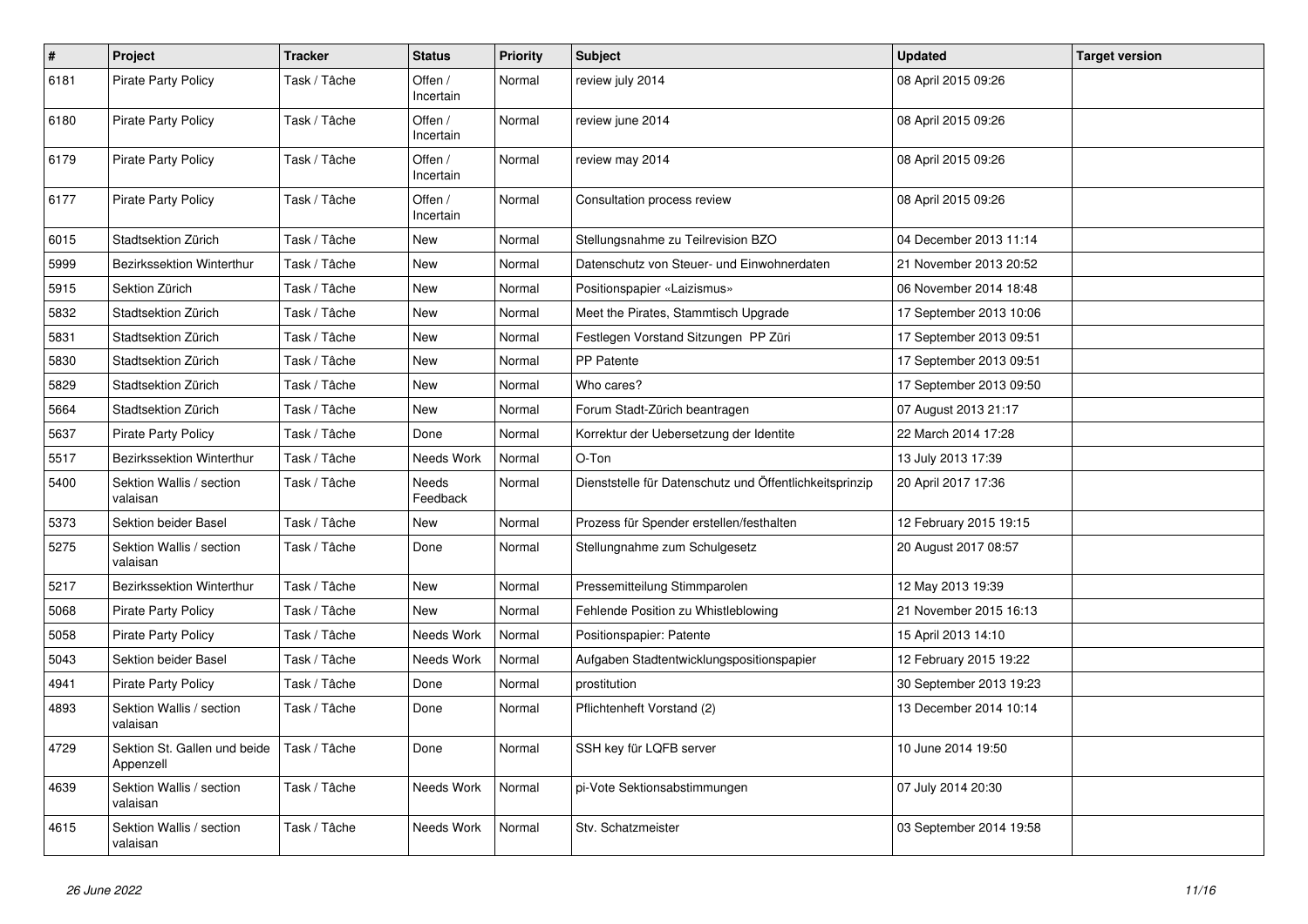| # | Project | Tracker | Status | Priority | Subject | Updated | Target version |
|---|---|---|---|---|---|---|---|
| 6181 | Pirate Party Policy | Task / Tâche | Offen / Incertain | Normal | review july 2014 | 08 April 2015 09:26 | |
| 6180 | Pirate Party Policy | Task / Tâche | Offen / Incertain | Normal | review june 2014 | 08 April 2015 09:26 | |
| 6179 | Pirate Party Policy | Task / Tâche | Offen / Incertain | Normal | review may 2014 | 08 April 2015 09:26 | |
| 6177 | Pirate Party Policy | Task / Tâche | Offen / Incertain | Normal | Consultation process review | 08 April 2015 09:26 | |
| 6015 | Stadtsektion Zürich | Task / Tâche | New | Normal | Stellungsnahme zu Teilrevision BZO | 04 December 2013 11:14 | |
| 5999 | Bezirkssektion Winterthur | Task / Tâche | New | Normal | Datenschutz von Steuer- und Einwohnerdaten | 21 November 2013 20:52 | |
| 5915 | Sektion Zürich | Task / Tâche | New | Normal | Positionspapier «Laizismus» | 06 November 2014 18:48 | |
| 5832 | Stadtsektion Zürich | Task / Tâche | New | Normal | Meet the Pirates, Stammtisch Upgrade | 17 September 2013 10:06 | |
| 5831 | Stadtsektion Zürich | Task / Tâche | New | Normal | Festlegen Vorstand Sitzungen PP Züri | 17 September 2013 09:51 | |
| 5830 | Stadtsektion Zürich | Task / Tâche | New | Normal | PP Patente | 17 September 2013 09:51 | |
| 5829 | Stadtsektion Zürich | Task / Tâche | New | Normal | Who cares? | 17 September 2013 09:50 | |
| 5664 | Stadtsektion Zürich | Task / Tâche | New | Normal | Forum Stadt-Zürich beantragen | 07 August 2013 21:17 | |
| 5637 | Pirate Party Policy | Task / Tâche | Done | Normal | Korrektur der Uebersetzung der Identite | 22 March 2014 17:28 | |
| 5517 | Bezirkssektion Winterthur | Task / Tâche | Needs Work | Normal | O-Ton | 13 July 2013 17:39 | |
| 5400 | Sektion Wallis / section valaisan | Task / Tâche | Needs Feedback | Normal | Dienststelle für Datenschutz und Öffentlichkeitsprinzip | 20 April 2017 17:36 | |
| 5373 | Sektion beider Basel | Task / Tâche | New | Normal | Prozess für Spender erstellen/festhalten | 12 February 2015 19:15 | |
| 5275 | Sektion Wallis / section valaisan | Task / Tâche | Done | Normal | Stellungnahme zum Schulgesetz | 20 August 2017 08:57 | |
| 5217 | Bezirkssektion Winterthur | Task / Tâche | New | Normal | Pressemitteilung Stimmparolen | 12 May 2013 19:39 | |
| 5068 | Pirate Party Policy | Task / Tâche | New | Normal | Fehlende Position zu Whistleblowing | 21 November 2015 16:13 | |
| 5058 | Pirate Party Policy | Task / Tâche | Needs Work | Normal | Positionspapier: Patente | 15 April 2013 14:10 | |
| 5043 | Sektion beider Basel | Task / Tâche | Needs Work | Normal | Aufgaben Stadtentwicklungspositionspapier | 12 February 2015 19:22 | |
| 4941 | Pirate Party Policy | Task / Tâche | Done | Normal | prostitution | 30 September 2013 19:23 | |
| 4893 | Sektion Wallis / section valaisan | Task / Tâche | Done | Normal | Pflichtenheft Vorstand (2) | 13 December 2014 10:14 | |
| 4729 | Sektion St. Gallen und beide Appenzell | Task / Tâche | Done | Normal | SSH key für LQFB server | 10 June 2014 19:50 | |
| 4639 | Sektion Wallis / section valaisan | Task / Tâche | Needs Work | Normal | pi-Vote Sektionsabstimmungen | 07 July 2014 20:30 | |
| 4615 | Sektion Wallis / section valaisan | Task / Tâche | Needs Work | Normal | Stv. Schatzmeister | 03 September 2014 19:58 | |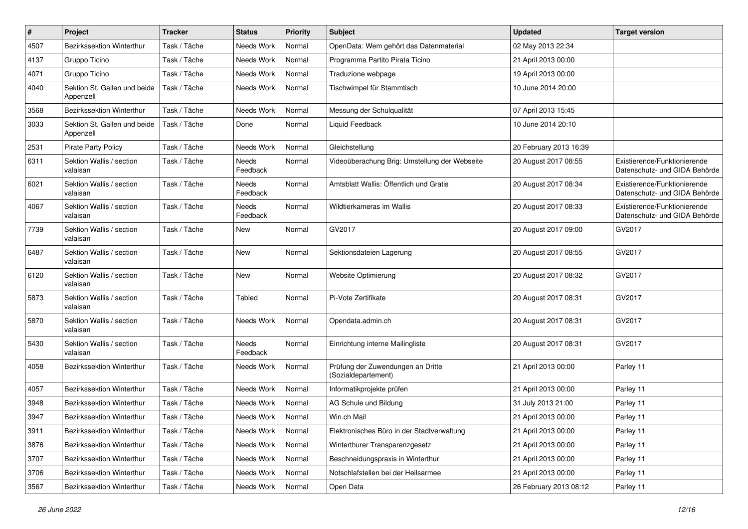| # | Project | Tracker | Status | Priority | Subject | Updated | Target version |
|---|---|---|---|---|---|---|---|
| 4507 | Bezirkssektion Winterthur | Task / Tâche | Needs Work | Normal | OpenData: Wem gehört das Datenmaterial | 02 May 2013 22:34 | |
| 4137 | Gruppo Ticino | Task / Tâche | Needs Work | Normal | Programma Partito Pirata Ticino | 21 April 2013 00:00 | |
| 4071 | Gruppo Ticino | Task / Tâche | Needs Work | Normal | Traduzione webpage | 19 April 2013 00:00 | |
| 4040 | Sektion St. Gallen und beide Appenzell | Task / Tâche | Needs Work | Normal | Tischwimpel für Stammtisch | 10 June 2014 20:00 | |
| 3568 | Bezirkssektion Winterthur | Task / Tâche | Needs Work | Normal | Messung der Schulqualität | 07 April 2013 15:45 | |
| 3033 | Sektion St. Gallen und beide Appenzell | Task / Tâche | Done | Normal | Liquid Feedback | 10 June 2014 20:10 | |
| 2531 | Pirate Party Policy | Task / Tâche | Needs Work | Normal | Gleichstellung | 20 February 2013 16:39 | |
| 6311 | Sektion Wallis / section valaisan | Task / Tâche | Needs Feedback | Normal | Videoüberachung Brig: Umstellung der Webseite | 20 August 2017 08:55 | Existierende/Funktionierende Datenschutz- und GIDA Behörde |
| 6021 | Sektion Wallis / section valaisan | Task / Tâche | Needs Feedback | Normal | Amtsblatt Wallis: Öffentlich und Gratis | 20 August 2017 08:34 | Existierende/Funktionierende Datenschutz- und GIDA Behörde |
| 4067 | Sektion Wallis / section valaisan | Task / Tâche | Needs Feedback | Normal | Wildtierkameras im Wallis | 20 August 2017 08:33 | Existierende/Funktionierende Datenschutz- und GIDA Behörde |
| 7739 | Sektion Wallis / section valaisan | Task / Tâche | New | Normal | GV2017 | 20 August 2017 09:00 | GV2017 |
| 6487 | Sektion Wallis / section valaisan | Task / Tâche | New | Normal | Sektionsdateien Lagerung | 20 August 2017 08:55 | GV2017 |
| 6120 | Sektion Wallis / section valaisan | Task / Tâche | New | Normal | Website Optimierung | 20 August 2017 08:32 | GV2017 |
| 5873 | Sektion Wallis / section valaisan | Task / Tâche | Tabled | Normal | Pi-Vote Zertifikate | 20 August 2017 08:31 | GV2017 |
| 5870 | Sektion Wallis / section valaisan | Task / Tâche | Needs Work | Normal | Opendata.admin.ch | 20 August 2017 08:31 | GV2017 |
| 5430 | Sektion Wallis / section valaisan | Task / Tâche | Needs Feedback | Normal | Einrichtung interne Mailingliste | 20 August 2017 08:31 | GV2017 |
| 4058 | Bezirkssektion Winterthur | Task / Tâche | Needs Work | Normal | Prüfung der Zuwendungen an Dritte (Sozialdepartement) | 21 April 2013 00:00 | Parley 11 |
| 4057 | Bezirkssektion Winterthur | Task / Tâche | Needs Work | Normal | Informatikprojekte prüfen | 21 April 2013 00:00 | Parley 11 |
| 3948 | Bezirkssektion Winterthur | Task / Tâche | Needs Work | Normal | AG Schule und Bildung | 31 July 2013 21:00 | Parley 11 |
| 3947 | Bezirkssektion Winterthur | Task / Tâche | Needs Work | Normal | Win.ch Mail | 21 April 2013 00:00 | Parley 11 |
| 3911 | Bezirkssektion Winterthur | Task / Tâche | Needs Work | Normal | Elektronisches Büro in der Stadtverwaltung | 21 April 2013 00:00 | Parley 11 |
| 3876 | Bezirkssektion Winterthur | Task / Tâche | Needs Work | Normal | Winterthurer Transparenzgesetz | 21 April 2013 00:00 | Parley 11 |
| 3707 | Bezirkssektion Winterthur | Task / Tâche | Needs Work | Normal | Beschneidungspraxis in Winterthur | 21 April 2013 00:00 | Parley 11 |
| 3706 | Bezirkssektion Winterthur | Task / Tâche | Needs Work | Normal | Notschlafstellen bei der Heilsarmee | 21 April 2013 00:00 | Parley 11 |
| 3567 | Bezirkssektion Winterthur | Task / Tâche | Needs Work | Normal | Open Data | 26 February 2013 08:12 | Parley 11 |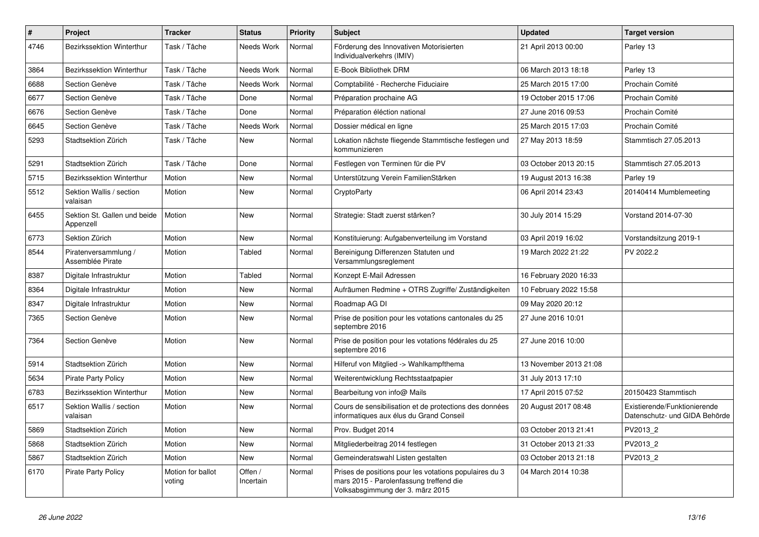| # | Project | Tracker | Status | Priority | Subject | Updated | Target version |
|---|---|---|---|---|---|---|---|
| 4746 | Bezirkssektion Winterthur | Task / Tâche | Needs Work | Normal | Förderung des Innovativen Motorisierten Individualverkehrs (IMIV) | 21 April 2013 00:00 | Parley 13 |
| 3864 | Bezirkssektion Winterthur | Task / Tâche | Needs Work | Normal | E-Book Bibliothek DRM | 06 March 2013 18:18 | Parley 13 |
| 6688 | Section Genève | Task / Tâche | Needs Work | Normal | Comptabilité - Recherche Fiduciaire | 25 March 2015 17:00 | Prochain Comité |
| 6677 | Section Genève | Task / Tâche | Done | Normal | Préparation prochaine AG | 19 October 2015 17:06 | Prochain Comité |
| 6676 | Section Genève | Task / Tâche | Done | Normal | Préparation éléction national | 27 June 2016 09:53 | Prochain Comité |
| 6645 | Section Genève | Task / Tâche | Needs Work | Normal | Dossier médical en ligne | 25 March 2015 17:03 | Prochain Comité |
| 5293 | Stadtsektion Zürich | Task / Tâche | New | Normal | Lokation nächste fliegende Stammtische festlegen und kommunizieren | 27 May 2013 18:59 | Stammtisch 27.05.2013 |
| 5291 | Stadtsektion Zürich | Task / Tâche | Done | Normal | Festlegen von Terminen für die PV | 03 October 2013 20:15 | Stammtisch 27.05.2013 |
| 5715 | Bezirkssektion Winterthur | Motion | New | Normal | Unterstützung Verein FamilienStärken | 19 August 2013 16:38 | Parley 19 |
| 5512 | Sektion Wallis / section valaisan | Motion | New | Normal | CryptoParty | 06 April 2014 23:43 | 20140414 Mumblemeeting |
| 6455 | Sektion St. Gallen und beide Appenzell | Motion | New | Normal | Strategie: Stadt zuerst stärken? | 30 July 2014 15:29 | Vorstand 2014-07-30 |
| 6773 | Sektion Zürich | Motion | New | Normal | Konstituierung: Aufgabenverteilung im Vorstand | 03 April 2019 16:02 | Vorstandsitzung 2019-1 |
| 8544 | Piratenversammlung / Assemblée Pirate | Motion | Tabled | Normal | Bereinigung Differenzen Statuten und Versammlungsreglement | 19 March 2022 21:22 | PV 2022.2 |
| 8387 | Digitale Infrastruktur | Motion | Tabled | Normal | Konzept E-Mail Adressen | 16 February 2020 16:33 | |
| 8364 | Digitale Infrastruktur | Motion | New | Normal | Aufräumen Redmine + OTRS Zugriffe/ Zuständigkeiten | 10 February 2022 15:58 | |
| 8347 | Digitale Infrastruktur | Motion | New | Normal | Roadmap AG DI | 09 May 2020 20:12 | |
| 7365 | Section Genève | Motion | New | Normal | Prise de position pour les votations cantonales du 25 septembre 2016 | 27 June 2016 10:01 | |
| 7364 | Section Genève | Motion | New | Normal | Prise de position pour les votations fédérales du 25 septembre 2016 | 27 June 2016 10:00 | |
| 5914 | Stadtsektion Zürich | Motion | New | Normal | Hilferuf von Mitglied -> Wahlkampfthema | 13 November 2013 21:08 | |
| 5634 | Pirate Party Policy | Motion | New | Normal | Weiterentwicklung Rechtsstaatpapier | 31 July 2013 17:10 | |
| 6783 | Bezirkssektion Winterthur | Motion | New | Normal | Bearbeitung von info@ Mails | 17 April 2015 07:52 | 20150423 Stammtisch |
| 6517 | Sektion Wallis / section valaisan | Motion | New | Normal | Cours de sensibilisation et de protections des données informatiques aux élus du Grand Conseil | 20 August 2017 08:48 | Existierende/Funktionierende Datenschutz- und GIDA Behörde |
| 5869 | Stadtsektion Zürich | Motion | New | Normal | Prov. Budget 2014 | 03 October 2013 21:41 | PV2013_2 |
| 5868 | Stadtsektion Zürich | Motion | New | Normal | Mitgliederbeitrag 2014 festlegen | 31 October 2013 21:33 | PV2013_2 |
| 5867 | Stadtsektion Zürich | Motion | New | Normal | Gemeinderatswahl Listen gestalten | 03 October 2013 21:18 | PV2013_2 |
| 6170 | Pirate Party Policy | Motion for ballot voting | Offen / Incertain | Normal | Prises de positions pour les votations populaires du 3 mars 2015 - Parolenfassung treffend die Volksabsgimmung der 3. märz 2015 | 04 March 2014 10:38 | |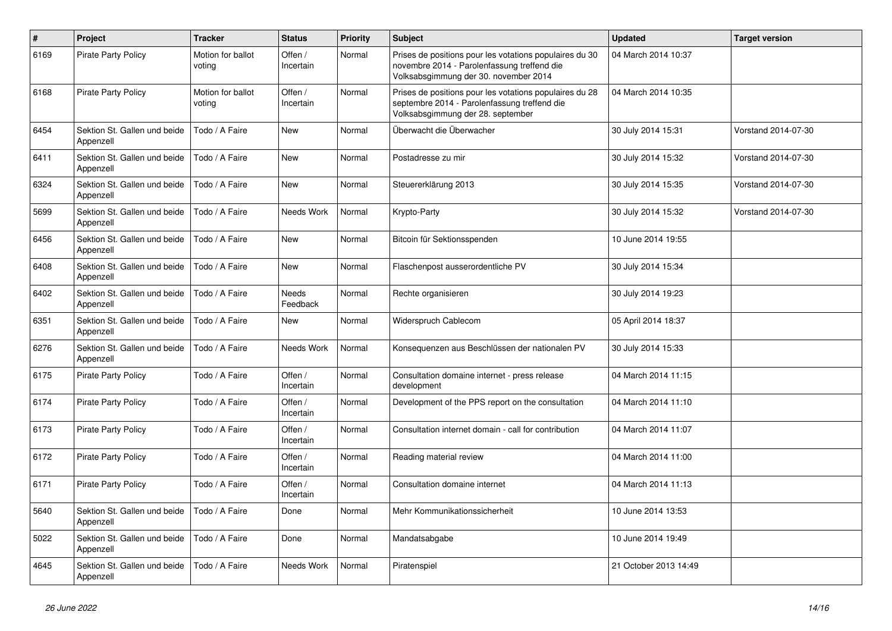| # | Project | Tracker | Status | Priority | Subject | Updated | Target version |
|---|---|---|---|---|---|---|---|
| 6169 | Pirate Party Policy | Motion for ballot voting | Offen / Incertain | Normal | Prises de positions pour les votations populaires du 30 novembre 2014 - Parolenfassung treffend die Volksabsgimmung der 30. november 2014 | 04 March 2014 10:37 | |
| 6168 | Pirate Party Policy | Motion for ballot voting | Offen / Incertain | Normal | Prises de positions pour les votations populaires du 28 septembre 2014 - Parolenfassung treffend die Volksabsgimmung der 28. september | 04 March 2014 10:35 | |
| 6454 | Sektion St. Gallen und beide Appenzell | Todo / A Faire | New | Normal | Überwacht die Überwacher | 30 July 2014 15:31 | Vorstand 2014-07-30 |
| 6411 | Sektion St. Gallen und beide Appenzell | Todo / A Faire | New | Normal | Postadresse zu mir | 30 July 2014 15:32 | Vorstand 2014-07-30 |
| 6324 | Sektion St. Gallen und beide Appenzell | Todo / A Faire | New | Normal | Steuererklärung 2013 | 30 July 2014 15:35 | Vorstand 2014-07-30 |
| 5699 | Sektion St. Gallen und beide Appenzell | Todo / A Faire | Needs Work | Normal | Krypto-Party | 30 July 2014 15:32 | Vorstand 2014-07-30 |
| 6456 | Sektion St. Gallen und beide Appenzell | Todo / A Faire | New | Normal | Bitcoin für Sektionsspenden | 10 June 2014 19:55 | |
| 6408 | Sektion St. Gallen und beide Appenzell | Todo / A Faire | New | Normal | Flaschenpost ausserordentliche PV | 30 July 2014 15:34 | |
| 6402 | Sektion St. Gallen und beide Appenzell | Todo / A Faire | Needs Feedback | Normal | Rechte organisieren | 30 July 2014 19:23 | |
| 6351 | Sektion St. Gallen und beide Appenzell | Todo / A Faire | New | Normal | Widerspruch Cablecom | 05 April 2014 18:37 | |
| 6276 | Sektion St. Gallen und beide Appenzell | Todo / A Faire | Needs Work | Normal | Konsequenzen aus Beschlüssen der nationalen PV | 30 July 2014 15:33 | |
| 6175 | Pirate Party Policy | Todo / A Faire | Offen / Incertain | Normal | Consultation domaine internet - press release development | 04 March 2014 11:15 | |
| 6174 | Pirate Party Policy | Todo / A Faire | Offen / Incertain | Normal | Development of the PPS report on the consultation | 04 March 2014 11:10 | |
| 6173 | Pirate Party Policy | Todo / A Faire | Offen / Incertain | Normal | Consultation internet domain - call for contribution | 04 March 2014 11:07 | |
| 6172 | Pirate Party Policy | Todo / A Faire | Offen / Incertain | Normal | Reading material review | 04 March 2014 11:00 | |
| 6171 | Pirate Party Policy | Todo / A Faire | Offen / Incertain | Normal | Consultation domaine internet | 04 March 2014 11:13 | |
| 5640 | Sektion St. Gallen und beide Appenzell | Todo / A Faire | Done | Normal | Mehr Kommunikationssicherheit | 10 June 2014 13:53 | |
| 5022 | Sektion St. Gallen und beide Appenzell | Todo / A Faire | Done | Normal | Mandatsabgabe | 10 June 2014 19:49 | |
| 4645 | Sektion St. Gallen und beide Appenzell | Todo / A Faire | Needs Work | Normal | Piratenspiel | 21 October 2013 14:49 | |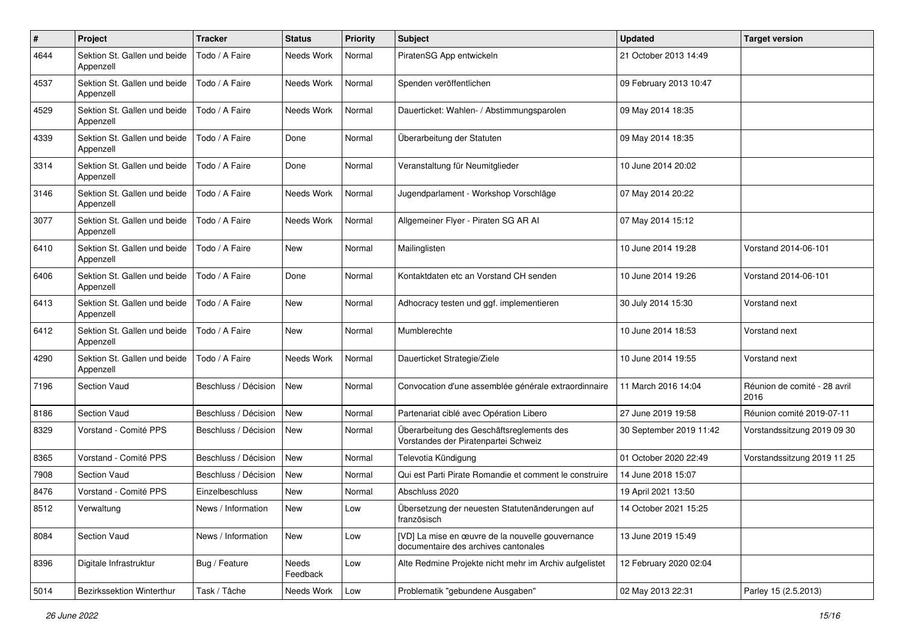| # | Project | Tracker | Status | Priority | Subject | Updated | Target version |
|---|---|---|---|---|---|---|---|
| 4644 | Sektion St. Gallen und beide Appenzell | Todo / A Faire | Needs Work | Normal | PiratenSG App entwickeln | 21 October 2013 14:49 | |
| 4537 | Sektion St. Gallen und beide Appenzell | Todo / A Faire | Needs Work | Normal | Spenden veröffentlichen | 09 February 2013 10:47 | |
| 4529 | Sektion St. Gallen und beide Appenzell | Todo / A Faire | Needs Work | Normal | Dauerticket: Wahlen- / Abstimmungsparolen | 09 May 2014 18:35 | |
| 4339 | Sektion St. Gallen und beide Appenzell | Todo / A Faire | Done | Normal | Überarbeitung der Statuten | 09 May 2014 18:35 | |
| 3314 | Sektion St. Gallen und beide Appenzell | Todo / A Faire | Done | Normal | Veranstaltung für Neumitglieder | 10 June 2014 20:02 | |
| 3146 | Sektion St. Gallen und beide Appenzell | Todo / A Faire | Needs Work | Normal | Jugendparlament - Workshop Vorschläge | 07 May 2014 20:22 | |
| 3077 | Sektion St. Gallen und beide Appenzell | Todo / A Faire | Needs Work | Normal | Allgemeiner Flyer - Piraten SG AR AI | 07 May 2014 15:12 | |
| 6410 | Sektion St. Gallen und beide Appenzell | Todo / A Faire | New | Normal | Mailinglisten | 10 June 2014 19:28 | Vorstand 2014-06-101 |
| 6406 | Sektion St. Gallen und beide Appenzell | Todo / A Faire | Done | Normal | Kontaktdaten etc an Vorstand CH senden | 10 June 2014 19:26 | Vorstand 2014-06-101 |
| 6413 | Sektion St. Gallen und beide Appenzell | Todo / A Faire | New | Normal | Adhocracy testen und ggf. implementieren | 30 July 2014 15:30 | Vorstand next |
| 6412 | Sektion St. Gallen und beide Appenzell | Todo / A Faire | New | Normal | Mumblerechte | 10 June 2014 18:53 | Vorstand next |
| 4290 | Sektion St. Gallen und beide Appenzell | Todo / A Faire | Needs Work | Normal | Dauerticket Strategie/Ziele | 10 June 2014 19:55 | Vorstand next |
| 7196 | Section Vaud | Beschluss / Décision | New | Normal | Convocation d'une assemblée générale extraordinaire | 11 March 2016 14:04 | Réunion de comité - 28 avril 2016 |
| 8186 | Section Vaud | Beschluss / Décision | New | Normal | Partenariat ciblé avec Opération Libero | 27 June 2019 19:58 | Réunion comité 2019-07-11 |
| 8329 | Vorstand - Comité PPS | Beschluss / Décision | New | Normal | Überarbeitung des Geschäftsreglements des Vorstandes der Piratenpartei Schweiz | 30 September 2019 11:42 | Vorstandssitzung 2019 09 30 |
| 8365 | Vorstand - Comité PPS | Beschluss / Décision | New | Normal | Televotia Kündigung | 01 October 2020 22:49 | Vorstandssitzung 2019 11 25 |
| 7908 | Section Vaud | Beschluss / Décision | New | Normal | Qui est Parti Pirate Romandie et comment le construire | 14 June 2018 15:07 | |
| 8476 | Vorstand - Comité PPS | Einzelbeschluss | New | Normal | Abschluss 2020 | 19 April 2021 13:50 | |
| 8512 | Verwaltung | News / Information | New | Low | Übersetzung der neuesten Statutenänderungen auf französisch | 14 October 2021 15:25 | |
| 8084 | Section Vaud | News / Information | New | Low | [VD] La mise en œuvre de la nouvelle gouvernance documentaire des archives cantonales | 13 June 2019 15:49 | |
| 8396 | Digitale Infrastruktur | Bug / Feature | Needs Feedback | Low | Alte Redmine Projekte nicht mehr im Archiv aufgelistet | 12 February 2020 02:04 | |
| 5014 | Bezirkssektion Winterthur | Task / Tâche | Needs Work | Low | Problematik "gebundene Ausgaben" | 02 May 2013 22:31 | Parley 15 (2.5.2013) |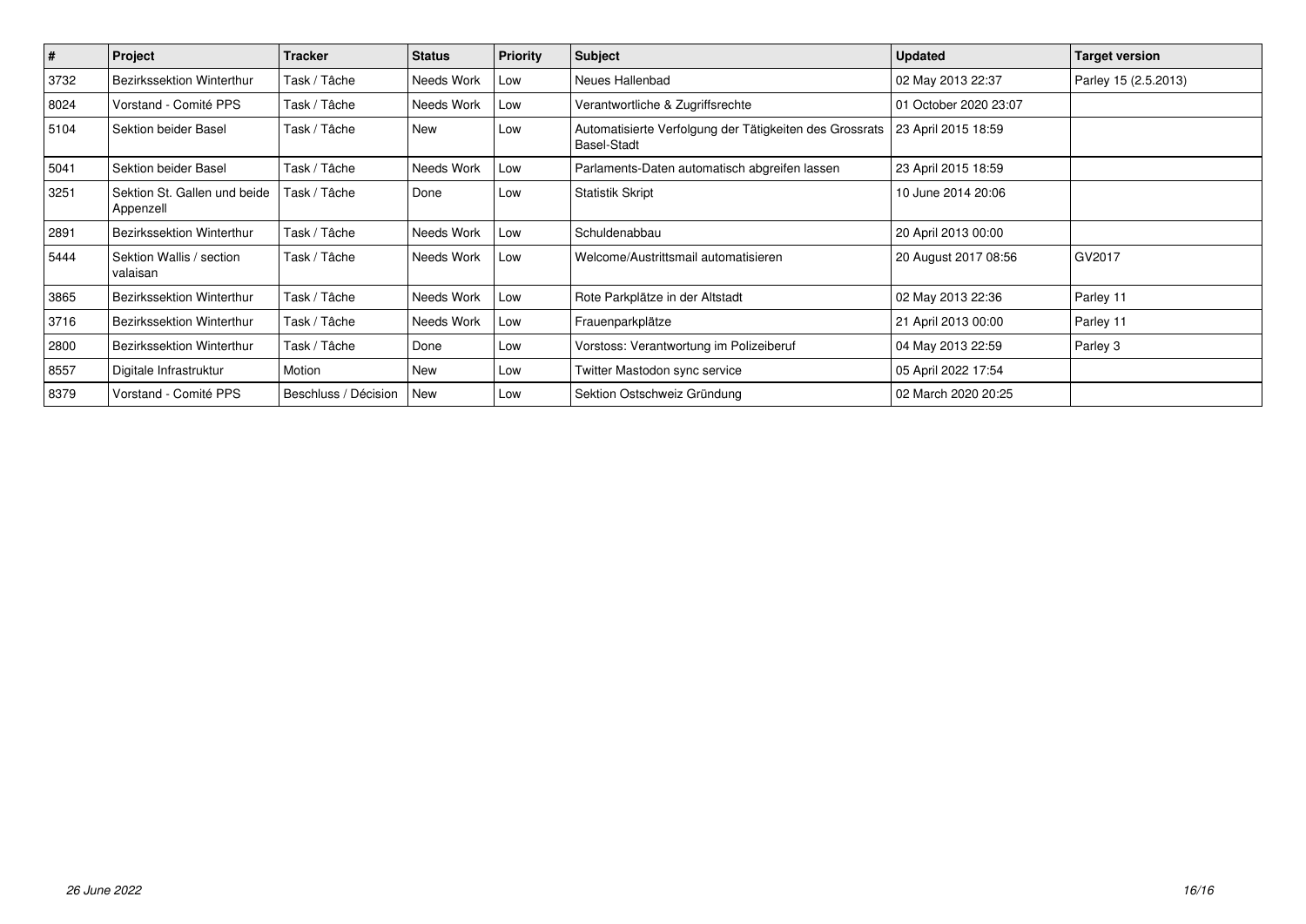| # | Project | Tracker | Status | Priority | Subject | Updated | Target version |
|---|---|---|---|---|---|---|---|
| 3732 | Bezirkssektion Winterthur | Task / Tâche | Needs Work | Low | Neues Hallenbad | 02 May 2013 22:37 | Parley 15 (2.5.2013) |
| 8024 | Vorstand - Comité PPS | Task / Tâche | Needs Work | Low | Verantwortliche & Zugriffsrechte | 01 October 2020 23:07 | |
| 5104 | Sektion beider Basel | Task / Tâche | New | Low | Automatisierte Verfolgung der Tätigkeiten des Grossrats Basel-Stadt | 23 April 2015 18:59 | |
| 5041 | Sektion beider Basel | Task / Tâche | Needs Work | Low | Parlaments-Daten automatisch abgreifen lassen | 23 April 2015 18:59 | |
| 3251 | Sektion St. Gallen und beide Appenzell | Task / Tâche | Done | Low | Statistik Skript | 10 June 2014 20:06 | |
| 2891 | Bezirkssektion Winterthur | Task / Tâche | Needs Work | Low | Schuldenabbau | 20 April 2013 00:00 | |
| 5444 | Sektion Wallis / section valaisan | Task / Tâche | Needs Work | Low | Welcome/Austrittsmail automatisieren | 20 August 2017 08:56 | GV2017 |
| 3865 | Bezirkssektion Winterthur | Task / Tâche | Needs Work | Low | Rote Parkplätze in der Altstadt | 02 May 2013 22:36 | Parley 11 |
| 3716 | Bezirkssektion Winterthur | Task / Tâche | Needs Work | Low | Frauenparkplätze | 21 April 2013 00:00 | Parley 11 |
| 2800 | Bezirkssektion Winterthur | Task / Tâche | Done | Low | Vorstoss: Verantwortung im Polizeiberuf | 04 May 2013 22:59 | Parley 3 |
| 8557 | Digitale Infrastruktur | Motion | New | Low | Twitter Mastodon sync service | 05 April 2022 17:54 | |
| 8379 | Vorstand - Comité PPS | Beschluss / Décision | New | Low | Sektion Ostschweiz Gründung | 02 March 2020 20:25 | |